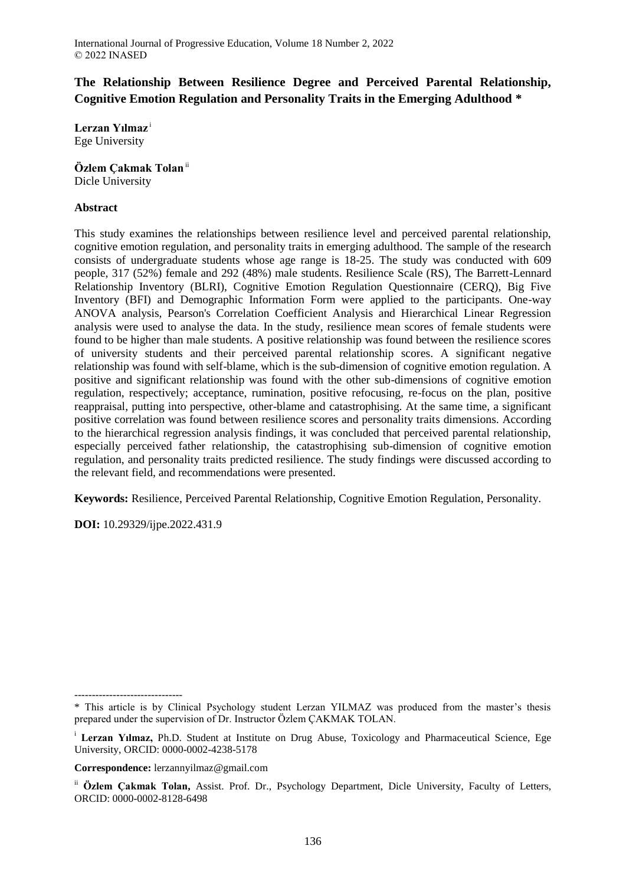# The Relationship Between Resilience Degree and Perceived Parental Relationship, Cognitive Emotion Regulation and Personality Traits in the Emerging Adulthood *

**Lerzan Yılmaz** [i]
Ege University

**Özlem Çakmak Tolan** [ii]
Dicle University

## Abstract

This study examines the relationships between resilience level and perceived parental relationship, cognitive emotion regulation, and personality traits in emerging adulthood. The sample of the research consists of undergraduate students whose age range is 18-25. The study was conducted with 609 people, 317 (52%) female and 292 (48%) male students. Resilience Scale (RS), The Barrett-Lennard Relationship Inventory (BLRI), Cognitive Emotion Regulation Questionnaire (CERQ), Big Five Inventory (BFI) and Demographic Information Form were applied to the participants. One-way ANOVA analysis, Pearson's Correlation Coefficient Analysis and Hierarchical Linear Regression analysis were used to analyse the data. In the study, resilience mean scores of female students were found to be higher than male students. A positive relationship was found between the resilience scores of university students and their perceived parental relationship scores. A significant negative relationship was found with self-blame, which is the sub-dimension of cognitive emotion regulation. A positive and significant relationship was found with the other sub-dimensions of cognitive emotion regulation, respectively; acceptance, rumination, positive refocusing, re-focus on the plan, positive reappraisal, putting into perspective, other-blame and catastrophising. At the same time, a significant positive correlation was found between resilience scores and personality traits dimensions. According to the hierarchical regression analysis findings, it was concluded that perceived parental relationship, especially perceived father relationship, the catastrophising sub-dimension of cognitive emotion regulation, and personality traits predicted resilience. The study findings were discussed according to the relevant field, and recommendations were presented.

**Keywords:** Resilience, Perceived Parental Relationship, Cognitive Emotion Regulation, Personality.

**DOI:** 10.29329/ijpe.2022.431.9

-------------------------------

\* This article is by Clinical Psychology student Lerzan YILMAZ was produced from the master's thesis prepared under the supervision of Dr. Instructor Özlem ÇAKMAK TOLAN.

[i] **Lerzan Yılmaz,** Ph.D. Student at Institute on Drug Abuse, Toxicology and Pharmaceutical Science, Ege University, ORCID: 0000-0002-4238-5178

**Correspondence:** lerzannyilmaz@gmail.com

[ii] **Özlem Çakmak Tolan,** Assist. Prof. Dr., Psychology Department, Dicle University, Faculty of Letters, ORCID: 0000-0002-8128-6498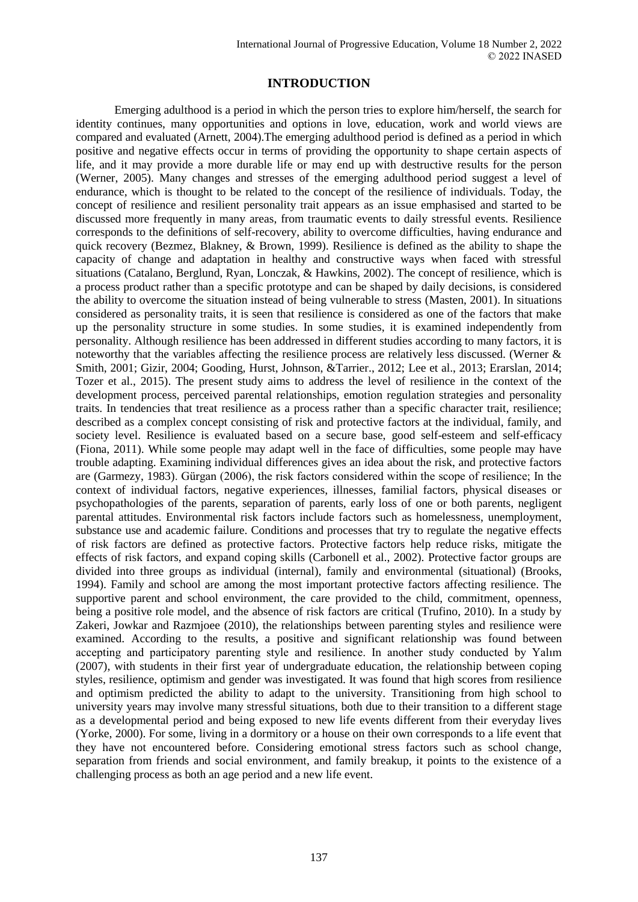## INTRODUCTION

Emerging adulthood is a period in which the person tries to explore him/herself, the search for identity continues, many opportunities and options in love, education, work and world views are compared and evaluated (Arnett, 2004).The emerging adulthood period is defined as a period in which positive and negative effects occur in terms of providing the opportunity to shape certain aspects of life, and it may provide a more durable life or may end up with destructive results for the person (Werner, 2005). Many changes and stresses of the emerging adulthood period suggest a level of endurance, which is thought to be related to the concept of the resilience of individuals. Today, the concept of resilience and resilient personality trait appears as an issue emphasised and started to be discussed more frequently in many areas, from traumatic events to daily stressful events. Resilience corresponds to the definitions of self-recovery, ability to overcome difficulties, having endurance and quick recovery (Bezmez, Blakney, & Brown, 1999). Resilience is defined as the ability to shape the capacity of change and adaptation in healthy and constructive ways when faced with stressful situations (Catalano, Berglund, Ryan, Lonczak, & Hawkins, 2002). The concept of resilience, which is a process product rather than a specific prototype and can be shaped by daily decisions, is considered the ability to overcome the situation instead of being vulnerable to stress (Masten, 2001). In situations considered as personality traits, it is seen that resilience is considered as one of the factors that make up the personality structure in some studies. In some studies, it is examined independently from personality. Although resilience has been addressed in different studies according to many factors, it is noteworthy that the variables affecting the resilience process are relatively less discussed. (Werner & Smith, 2001; Gizir, 2004; Gooding, Hurst, Johnson, &Tarrier., 2012; Lee et al., 2013; Erarslan, 2014; Tozer et al., 2015). The present study aims to address the level of resilience in the context of the development process, perceived parental relationships, emotion regulation strategies and personality traits. In tendencies that treat resilience as a process rather than a specific character trait, resilience; described as a complex concept consisting of risk and protective factors at the individual, family, and society level. Resilience is evaluated based on a secure base, good self-esteem and self-efficacy (Fiona, 2011). While some people may adapt well in the face of difficulties, some people may have trouble adapting. Examining individual differences gives an idea about the risk, and protective factors are (Garmezy, 1983). Gürgan (2006), the risk factors considered within the scope of resilience; In the context of individual factors, negative experiences, illnesses, familial factors, physical diseases or psychopathologies of the parents, separation of parents, early loss of one or both parents, negligent parental attitudes. Environmental risk factors include factors such as homelessness, unemployment, substance use and academic failure. Conditions and processes that try to regulate the negative effects of risk factors are defined as protective factors. Protective factors help reduce risks, mitigate the effects of risk factors, and expand coping skills (Carbonell et al., 2002). Protective factor groups are divided into three groups as individual (internal), family and environmental (situational) (Brooks, 1994). Family and school are among the most important protective factors affecting resilience. The supportive parent and school environment, the care provided to the child, commitment, openness, being a positive role model, and the absence of risk factors are critical (Trufino, 2010). In a study by Zakeri, Jowkar and Razmjoee (2010), the relationships between parenting styles and resilience were examined. According to the results, a positive and significant relationship was found between accepting and participatory parenting style and resilience. In another study conducted by Yalım (2007), with students in their first year of undergraduate education, the relationship between coping styles, resilience, optimism and gender was investigated. It was found that high scores from resilience and optimism predicted the ability to adapt to the university. Transitioning from high school to university years may involve many stressful situations, both due to their transition to a different stage as a developmental period and being exposed to new life events different from their everyday lives (Yorke, 2000). For some, living in a dormitory or a house on their own corresponds to a life event that they have not encountered before. Considering emotional stress factors such as school change, separation from friends and social environment, and family breakup, it points to the existence of a challenging process as both an age period and a new life event.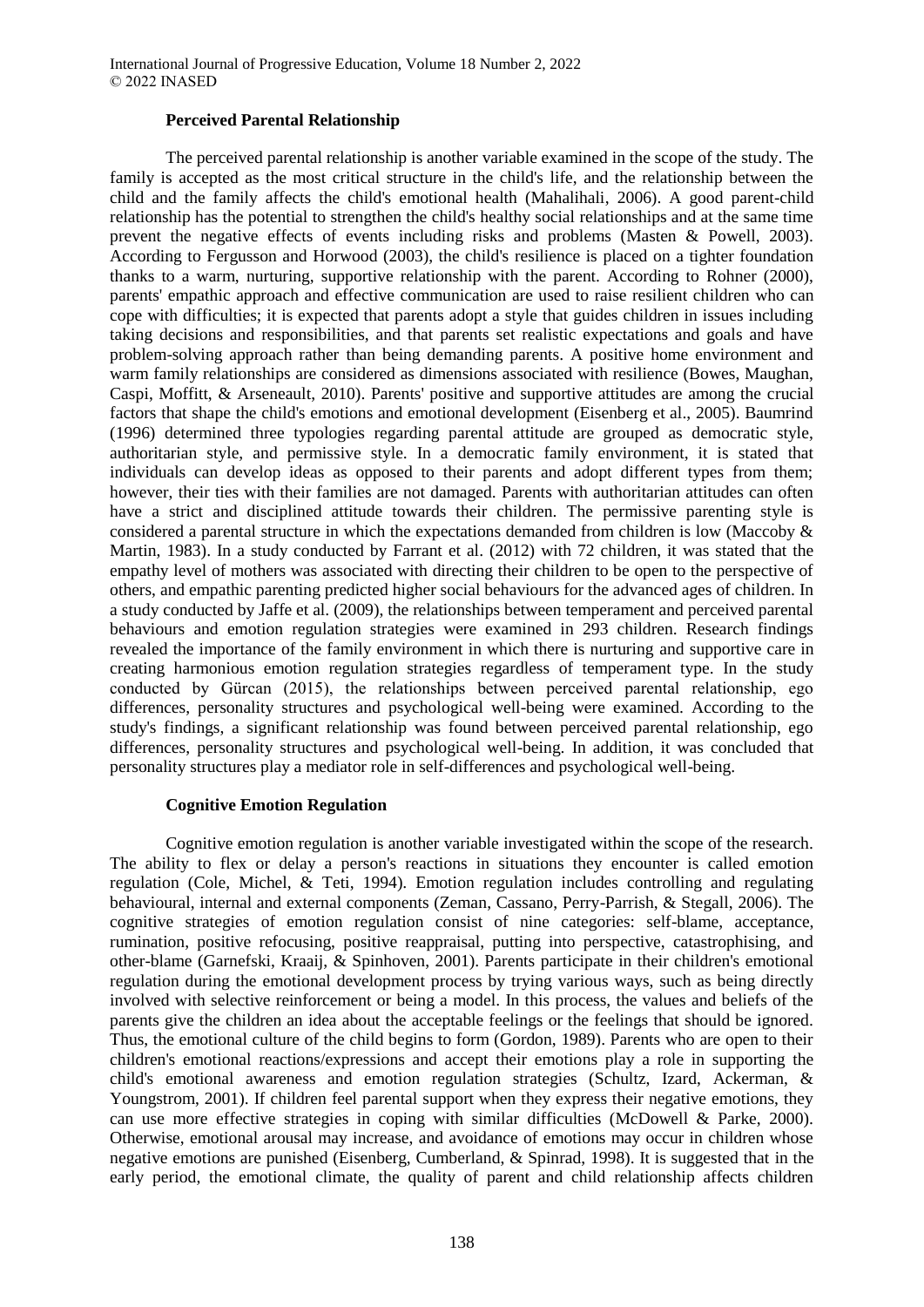### Perceived Parental Relationship

The perceived parental relationship is another variable examined in the scope of the study. The family is accepted as the most critical structure in the child's life, and the relationship between the child and the family affects the child's emotional health (Mahalihali, 2006). A good parent-child relationship has the potential to strengthen the child's healthy social relationships and at the same time prevent the negative effects of events including risks and problems (Masten & Powell, 2003). According to Fergusson and Horwood (2003), the child's resilience is placed on a tighter foundation thanks to a warm, nurturing, supportive relationship with the parent. According to Rohner (2000), parents' empathic approach and effective communication are used to raise resilient children who can cope with difficulties; it is expected that parents adopt a style that guides children in issues including taking decisions and responsibilities, and that parents set realistic expectations and goals and have problem-solving approach rather than being demanding parents. A positive home environment and warm family relationships are considered as dimensions associated with resilience (Bowes, Maughan, Caspi, Moffitt, & Arseneault, 2010). Parents' positive and supportive attitudes are among the crucial factors that shape the child's emotions and emotional development (Eisenberg et al., 2005). Baumrind (1996) determined three typologies regarding parental attitude are grouped as democratic style, authoritarian style, and permissive style. In a democratic family environment, it is stated that individuals can develop ideas as opposed to their parents and adopt different types from them; however, their ties with their families are not damaged. Parents with authoritarian attitudes can often have a strict and disciplined attitude towards their children. The permissive parenting style is considered a parental structure in which the expectations demanded from children is low (Maccoby & Martin, 1983). In a study conducted by Farrant et al. (2012) with 72 children, it was stated that the empathy level of mothers was associated with directing their children to be open to the perspective of others, and empathic parenting predicted higher social behaviours for the advanced ages of children. In a study conducted by Jaffe et al. (2009), the relationships between temperament and perceived parental behaviours and emotion regulation strategies were examined in 293 children. Research findings revealed the importance of the family environment in which there is nurturing and supportive care in creating harmonious emotion regulation strategies regardless of temperament type. In the study conducted by Gürcan (2015), the relationships between perceived parental relationship, ego differences, personality structures and psychological well-being were examined. According to the study's findings, a significant relationship was found between perceived parental relationship, ego differences, personality structures and psychological well-being. In addition, it was concluded that personality structures play a mediator role in self-differences and psychological well-being.

### Cognitive Emotion Regulation

Cognitive emotion regulation is another variable investigated within the scope of the research. The ability to flex or delay a person's reactions in situations they encounter is called emotion regulation (Cole, Michel, & Teti, 1994). Emotion regulation includes controlling and regulating behavioural, internal and external components (Zeman, Cassano, Perry-Parrish, & Stegall, 2006). The cognitive strategies of emotion regulation consist of nine categories: self-blame, acceptance, rumination, positive refocusing, positive reappraisal, putting into perspective, catastrophising, and other-blame (Garnefski, Kraaij, & Spinhoven, 2001). Parents participate in their children's emotional regulation during the emotional development process by trying various ways, such as being directly involved with selective reinforcement or being a model. In this process, the values and beliefs of the parents give the children an idea about the acceptable feelings or the feelings that should be ignored. Thus, the emotional culture of the child begins to form (Gordon, 1989). Parents who are open to their children's emotional reactions/expressions and accept their emotions play a role in supporting the child's emotional awareness and emotion regulation strategies (Schultz, Izard, Ackerman, & Youngstrom, 2001). If children feel parental support when they express their negative emotions, they can use more effective strategies in coping with similar difficulties (McDowell & Parke, 2000). Otherwise, emotional arousal may increase, and avoidance of emotions may occur in children whose negative emotions are punished (Eisenberg, Cumberland, & Spinrad, 1998). It is suggested that in the early period, the emotional climate, the quality of parent and child relationship affects children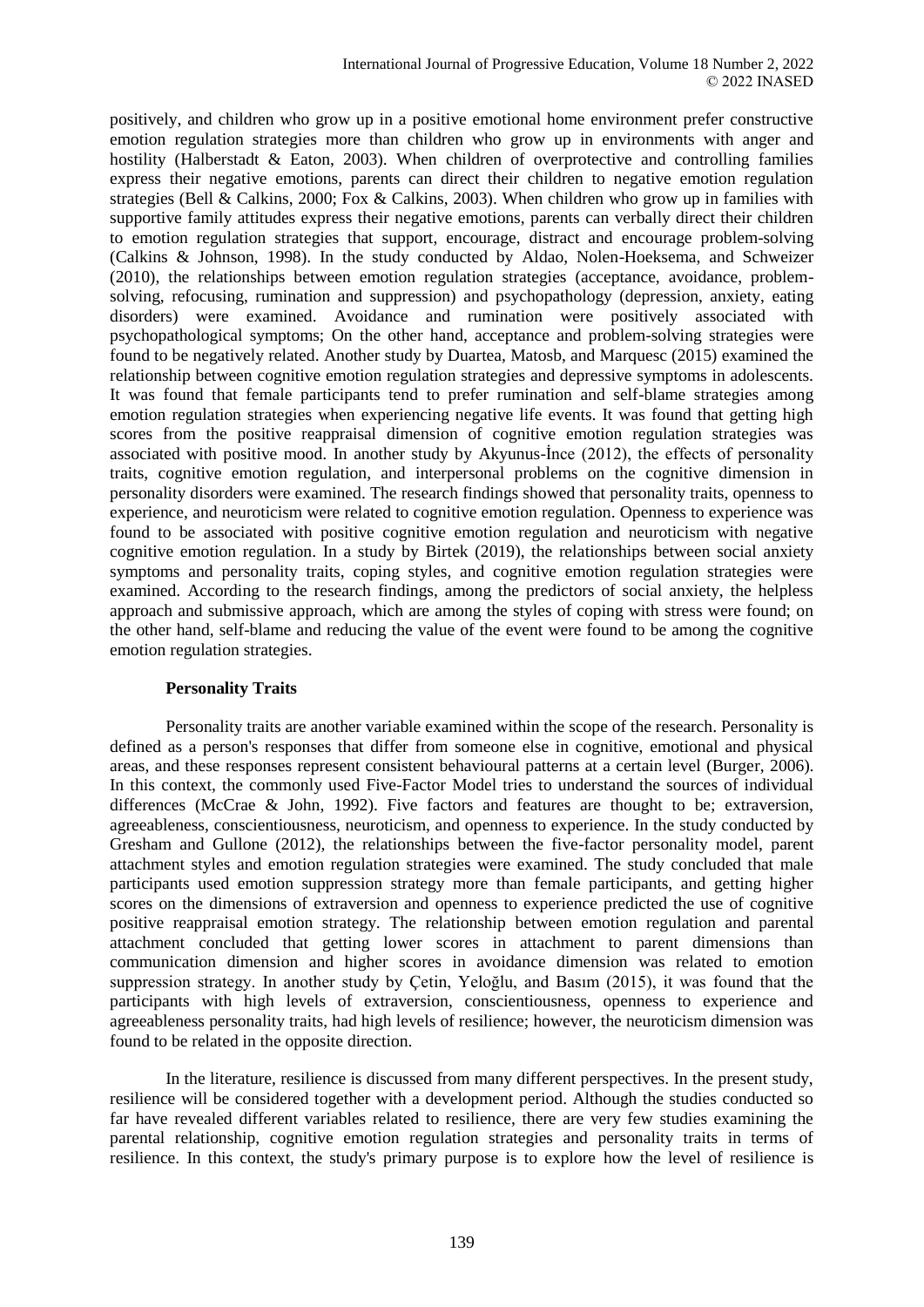positively, and children who grow up in a positive emotional home environment prefer constructive emotion regulation strategies more than children who grow up in environments with anger and hostility (Halberstadt & Eaton, 2003). When children of overprotective and controlling families express their negative emotions, parents can direct their children to negative emotion regulation strategies (Bell & Calkins, 2000; Fox & Calkins, 2003). When children who grow up in families with supportive family attitudes express their negative emotions, parents can verbally direct their children to emotion regulation strategies that support, encourage, distract and encourage problem-solving (Calkins & Johnson, 1998). In the study conducted by Aldao, Nolen-Hoeksema, and Schweizer (2010), the relationships between emotion regulation strategies (acceptance, avoidance, problem-solving, refocusing, rumination and suppression) and psychopathology (depression, anxiety, eating disorders) were examined. Avoidance and rumination were positively associated with psychopathological symptoms; On the other hand, acceptance and problem-solving strategies were found to be negatively related. Another study by Duartea, Matosb, and Marquesc (2015) examined the relationship between cognitive emotion regulation strategies and depressive symptoms in adolescents. It was found that female participants tend to prefer rumination and self-blame strategies among emotion regulation strategies when experiencing negative life events. It was found that getting high scores from the positive reappraisal dimension of cognitive emotion regulation strategies was associated with positive mood. In another study by Akyunus-İnce (2012), the effects of personality traits, cognitive emotion regulation, and interpersonal problems on the cognitive dimension in personality disorders were examined. The research findings showed that personality traits, openness to experience, and neuroticism were related to cognitive emotion regulation. Openness to experience was found to be associated with positive cognitive emotion regulation and neuroticism with negative cognitive emotion regulation. In a study by Birtek (2019), the relationships between social anxiety symptoms and personality traits, coping styles, and cognitive emotion regulation strategies were examined. According to the research findings, among the predictors of social anxiety, the helpless approach and submissive approach, which are among the styles of coping with stress were found; on the other hand, self-blame and reducing the value of the event were found to be among the cognitive emotion regulation strategies.

**Personality Traits**

Personality traits are another variable examined within the scope of the research. Personality is defined as a person's responses that differ from someone else in cognitive, emotional and physical areas, and these responses represent consistent behavioural patterns at a certain level (Burger, 2006). In this context, the commonly used Five-Factor Model tries to understand the sources of individual differences (McCrae & John, 1992). Five factors and features are thought to be; extraversion, agreeableness, conscientiousness, neuroticism, and openness to experience. In the study conducted by Gresham and Gullone (2012), the relationships between the five-factor personality model, parent attachment styles and emotion regulation strategies were examined. The study concluded that male participants used emotion suppression strategy more than female participants, and getting higher scores on the dimensions of extraversion and openness to experience predicted the use of cognitive positive reappraisal emotion strategy. The relationship between emotion regulation and parental attachment concluded that getting lower scores in attachment to parent dimensions than communication dimension and higher scores in avoidance dimension was related to emotion suppression strategy. In another study by Çetin, Yeloğlu, and Basım (2015), it was found that the participants with high levels of extraversion, conscientiousness, openness to experience and agreeableness personality traits, had high levels of resilience; however, the neuroticism dimension was found to be related in the opposite direction.

In the literature, resilience is discussed from many different perspectives. In the present study, resilience will be considered together with a development period. Although the studies conducted so far have revealed different variables related to resilience, there are very few studies examining the parental relationship, cognitive emotion regulation strategies and personality traits in terms of resilience. In this context, the study's primary purpose is to explore how the level of resilience is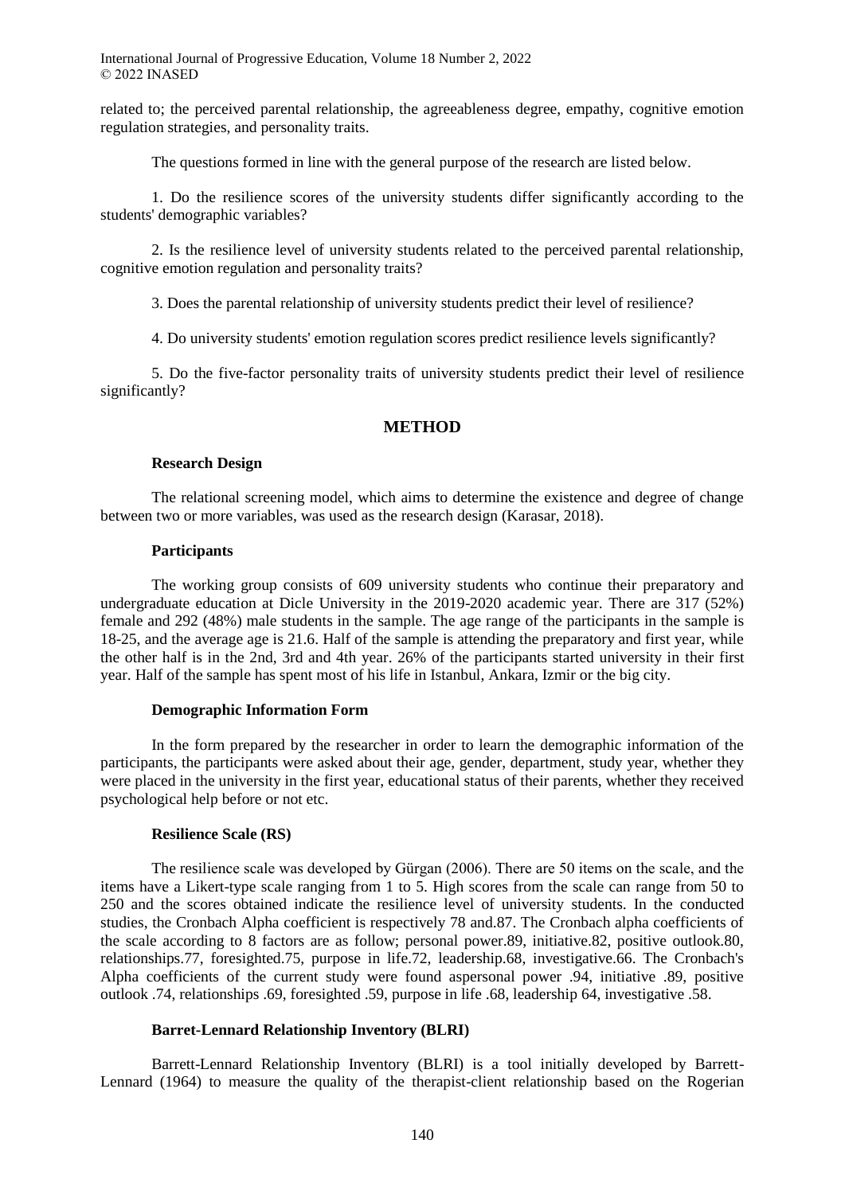related to; the perceived parental relationship, the agreeableness degree, empathy, cognitive emotion regulation strategies, and personality traits.

The questions formed in line with the general purpose of the research are listed below.

1. Do the resilience scores of the university students differ significantly according to the students' demographic variables?

2. Is the resilience level of university students related to the perceived parental relationship, cognitive emotion regulation and personality traits?

3. Does the parental relationship of university students predict their level of resilience?

4. Do university students' emotion regulation scores predict resilience levels significantly?

5. Do the five-factor personality traits of university students predict their level of resilience significantly?

## METHOD

### Research Design

The relational screening model, which aims to determine the existence and degree of change between two or more variables, was used as the research design (Karasar, 2018).

### Participants

The working group consists of 609 university students who continue their preparatory and undergraduate education at Dicle University in the 2019-2020 academic year. There are 317 (52%) female and 292 (48%) male students in the sample. The age range of the participants in the sample is 18-25, and the average age is 21.6. Half of the sample is attending the preparatory and first year, while the other half is in the 2nd, 3rd and 4th year. 26% of the participants started university in their first year. Half of the sample has spent most of his life in Istanbul, Ankara, Izmir or the big city.

### Demographic Information Form

In the form prepared by the researcher in order to learn the demographic information of the participants, the participants were asked about their age, gender, department, study year, whether they were placed in the university in the first year, educational status of their parents, whether they received psychological help before or not etc.

### Resilience Scale (RS)

The resilience scale was developed by Gürgan (2006). There are 50 items on the scale, and the items have a Likert-type scale ranging from 1 to 5. High scores from the scale can range from 50 to 250 and the scores obtained indicate the resilience level of university students. In the conducted studies, the Cronbach Alpha coefficient is respectively 78 and.87. The Cronbach alpha coefficients of the scale according to 8 factors are as follow; personal power.89, initiative.82, positive outlook.80, relationships.77, foresighted.75, purpose in life.72, leadership.68, investigative.66. The Cronbach's Alpha coefficients of the current study were found aspersonal power .94, initiative .89, positive outlook .74, relationships .69, foresighted .59, purpose in life .68, leadership 64, investigative .58.

### Barret-Lennard Relationship Inventory (BLRI)

Barrett-Lennard Relationship Inventory (BLRI) is a tool initially developed by Barrett-Lennard (1964) to measure the quality of the therapist-client relationship based on the Rogerian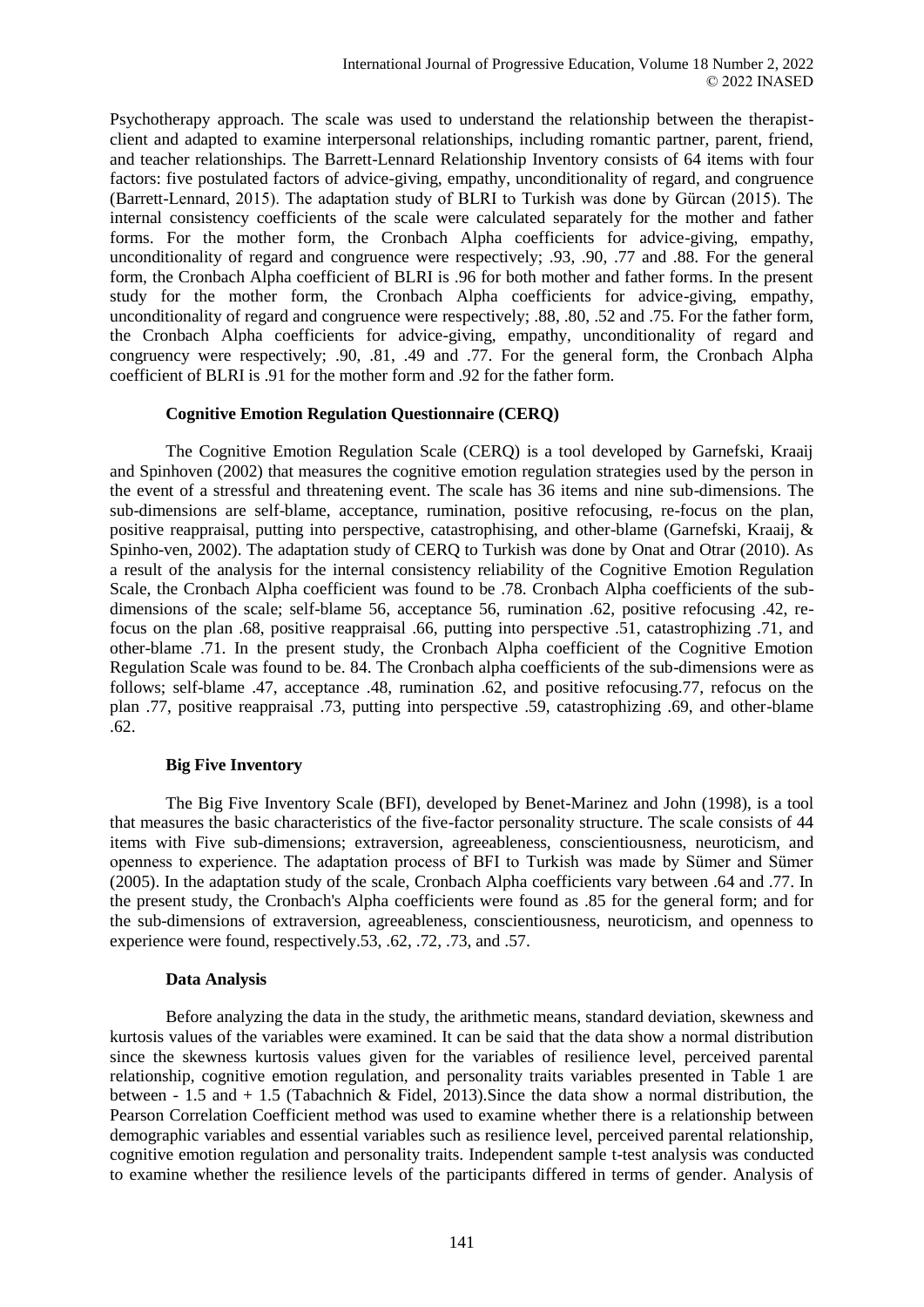Psychotherapy approach. The scale was used to understand the relationship between the therapist-client and adapted to examine interpersonal relationships, including romantic partner, parent, friend, and teacher relationships. The Barrett-Lennard Relationship Inventory consists of 64 items with four factors: five postulated factors of advice-giving, empathy, unconditionality of regard, and congruence (Barrett-Lennard, 2015). The adaptation study of BLRI to Turkish was done by Gürcan (2015). The internal consistency coefficients of the scale were calculated separately for the mother and father forms. For the mother form, the Cronbach Alpha coefficients for advice-giving, empathy, unconditionality of regard and congruence were respectively; .93, .90, .77 and .88. For the general form, the Cronbach Alpha coefficient of BLRI is .96 for both mother and father forms. In the present study for the mother form, the Cronbach Alpha coefficients for advice-giving, empathy, unconditionality of regard and congruence were respectively; .88, .80, .52 and .75. For the father form, the Cronbach Alpha coefficients for advice-giving, empathy, unconditionality of regard and congruency were respectively; .90, .81, .49 and .77. For the general form, the Cronbach Alpha coefficient of BLRI is .91 for the mother form and .92 for the father form.

### Cognitive Emotion Regulation Questionnaire (CERQ)

The Cognitive Emotion Regulation Scale (CERQ) is a tool developed by Garnefski, Kraaij and Spinhoven (2002) that measures the cognitive emotion regulation strategies used by the person in the event of a stressful and threatening event. The scale has 36 items and nine sub-dimensions. The sub-dimensions are self-blame, acceptance, rumination, positive refocusing, re-focus on the plan, positive reappraisal, putting into perspective, catastrophising, and other-blame (Garnefski, Kraaij, & Spinho-ven, 2002). The adaptation study of CERQ to Turkish was done by Onat and Otrar (2010). As a result of the analysis for the internal consistency reliability of the Cognitive Emotion Regulation Scale, the Cronbach Alpha coefficient was found to be .78. Cronbach Alpha coefficients of the sub-dimensions of the scale; self-blame 56, acceptance 56, rumination .62, positive refocusing .42, re-focus on the plan .68, positive reappraisal .66, putting into perspective .51, catastrophizing .71, and other-blame .71. In the present study, the Cronbach Alpha coefficient of the Cognitive Emotion Regulation Scale was found to be. 84. The Cronbach alpha coefficients of the sub-dimensions were as follows; self-blame .47, acceptance .48, rumination .62, and positive refocusing.77, refocus on the plan .77, positive reappraisal .73, putting into perspective .59, catastrophizing .69, and other-blame .62.

### Big Five Inventory

The Big Five Inventory Scale (BFI), developed by Benet-Marinez and John (1998), is a tool that measures the basic characteristics of the five-factor personality structure. The scale consists of 44 items with Five sub-dimensions; extraversion, agreeableness, conscientiousness, neuroticism, and openness to experience. The adaptation process of BFI to Turkish was made by Sümer and Sümer (2005). In the adaptation study of the scale, Cronbach Alpha coefficients vary between .64 and .77. In the present study, the Cronbach's Alpha coefficients were found as .85 for the general form; and for the sub-dimensions of extraversion, agreeableness, conscientiousness, neuroticism, and openness to experience were found, respectively.53, .62, .72, .73, and .57.

### Data Analysis

Before analyzing the data in the study, the arithmetic means, standard deviation, skewness and kurtosis values of the variables were examined. It can be said that the data show a normal distribution since the skewness kurtosis values given for the variables of resilience level, perceived parental relationship, cognitive emotion regulation, and personality traits variables presented in Table 1 are between - 1.5 and + 1.5 (Tabachnich & Fidel, 2013).Since the data show a normal distribution, the Pearson Correlation Coefficient method was used to examine whether there is a relationship between demographic variables and essential variables such as resilience level, perceived parental relationship, cognitive emotion regulation and personality traits. Independent sample t-test analysis was conducted to examine whether the resilience levels of the participants differed in terms of gender. Analysis of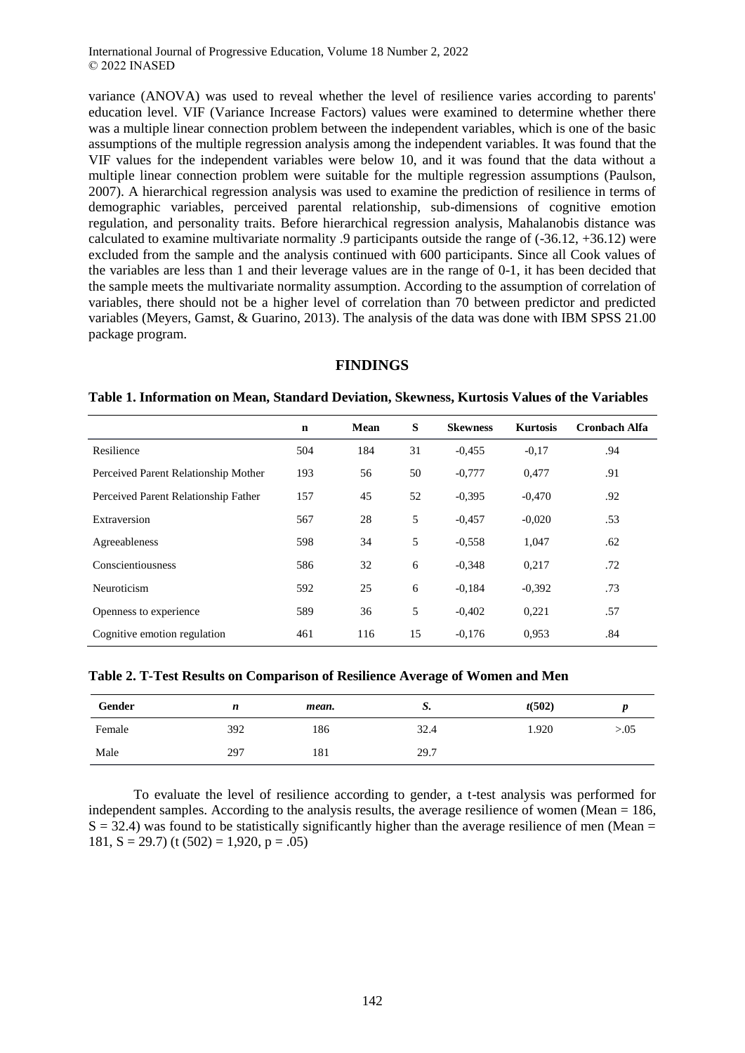variance (ANOVA) was used to reveal whether the level of resilience varies according to parents' education level. VIF (Variance Increase Factors) values were examined to determine whether there was a multiple linear connection problem between the independent variables, which is one of the basic assumptions of the multiple regression analysis among the independent variables. It was found that the VIF values for the independent variables were below 10, and it was found that the data without a multiple linear connection problem were suitable for the multiple regression assumptions (Paulson, 2007). A hierarchical regression analysis was used to examine the prediction of resilience in terms of demographic variables, perceived parental relationship, sub-dimensions of cognitive emotion regulation, and personality traits. Before hierarchical regression analysis, Mahalanobis distance was calculated to examine multivariate normality .9 participants outside the range of (-36.12, +36.12) were excluded from the sample and the analysis continued with 600 participants. Since all Cook values of the variables are less than 1 and their leverage values are in the range of 0-1, it has been decided that the sample meets the multivariate normality assumption. According to the assumption of correlation of variables, there should not be a higher level of correlation than 70 between predictor and predicted variables (Meyers, Gamst, & Guarino, 2013). The analysis of the data was done with IBM SPSS 21.00 package program.

## FINDINGS

**Table 1. Information on Mean, Standard Deviation, Skewness, Kurtosis Values of the Variables**

| | n | Mean | S | Skewness | Kurtosis | Cronbach Alfa |
|---|---|---|---|---|---|---|
| Resilience | 504 | 184 | 31 | -0,455 | -0,17 | .94 |
| Perceived Parent Relationship Mother | 193 | 56 | 50 | -0,777 | 0,477 | .91 |
| Perceived Parent Relationship Father | 157 | 45 | 52 | -0,395 | -0,470 | .92 |
| Extraversion | 567 | 28 | 5 | -0,457 | -0,020 | .53 |
| Agreeableness | 598 | 34 | 5 | -0,558 | 1,047 | .62 |
| Conscientiousness | 586 | 32 | 6 | -0,348 | 0,217 | .72 |
| Neuroticism | 592 | 25 | 6 | -0,184 | -0,392 | .73 |
| Openness to experience | 589 | 36 | 5 | -0,402 | 0,221 | .57 |
| Cognitive emotion regulation | 461 | 116 | 15 | -0,176 | 0,953 | .84 |

**Table 2. T-Test Results on Comparison of Resilience Average of Women and Men**

| Gender | *n* | *mean.* | *S.* | *t*(502) | *p* |
|---|---|---|---|---|---|
| Female | 392 | 186 | 32.4 | 1.920 | >.05 |
| Male | 297 | 181 | 29.7 | | |

To evaluate the level of resilience according to gender, a t-test analysis was performed for independent samples. According to the analysis results, the average resilience of women (Mean = 186, S = 32.4) was found to be statistically significantly higher than the average resilience of men (Mean = 181, S = 29.7) (t (502) = 1,920, p = .05)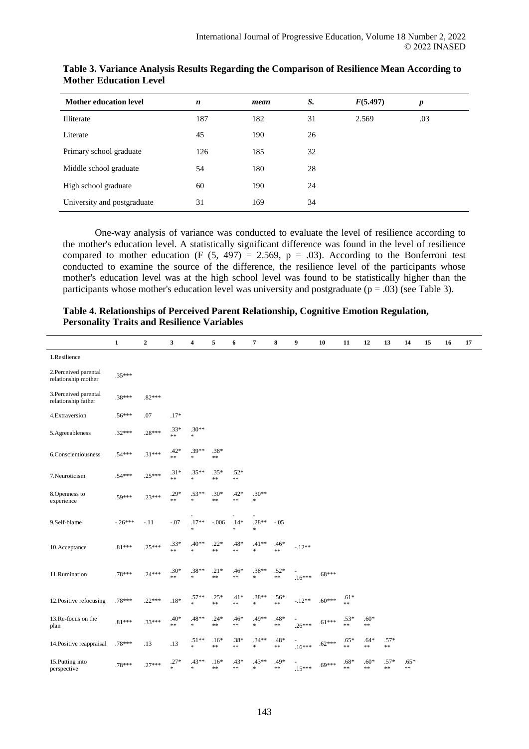**Table 3. Variance Analysis Results Regarding the Comparison of Resilience Mean According to Mother Education Level**

| Mother education level | *n* | *mean* | *S.* | *F*(5.497) | *p* |
|---|---|---|---|---|---|
| Illiterate | 187 | 182 | 31 | 2.569 | .03 |
| Literate | 45 | 190 | 26 | | |
| Primary school graduate | 126 | 185 | 32 | | |
| Middle school graduate | 54 | 180 | 28 | | |
| High school graduate | 60 | 190 | 24 | | |
| University and postgraduate | 31 | 169 | 34 | | |

One-way analysis of variance was conducted to evaluate the level of resilience according to the mother's education level. A statistically significant difference was found in the level of resilience compared to mother education ($F$ (5, 497) = 2.569, $p$ = .03). According to the Bonferroni test conducted to examine the source of the difference, the resilience level of the participants whose mother's education level was at the high school level was found to be statistically higher than the participants whose mother's education level was university and postgraduate ($p$ = .03) (see Table 3).

**Table 4. Relationships of Perceived Parent Relationship, Cognitive Emotion Regulation, Personality Traits and Resilience Variables**

| | 1 | 2 | 3 | 4 | 5 | 6 | 7 | 8 | 9 | 10 | 11 | 12 | 13 | 14 | 15 | 16 | 17 |
|---|---|---|---|---|---|---|---|---|---|---|---|---|---|---|---|---|---|
| 1.Resilience | | | | | | | | | | | | | | | | | |
| 2.Perceived parental relationship mother | .35*** | | | | | | | | | | | | | | | | |
| 3.Perceived parental relationship father | .38*** | .82*** | | | | | | | | | | | | | | | |
| 4.Extraversion | .56*** | .07 | .17* | | | | | | | | | | | | | | |
| 5.Agreeableness | .32*** | .28*** | .33*** | .30*** | | | | | | | | | | | | | |
| 6.Conscientiousness | .54*** | .31*** | .42*** | .39*** | .38*** | | | | | | | | | | | | |
| 7.Neuroticism | .54*** | .25*** | .31*** | .35*** | .35*** | .52*** | | | | | | | | | | | |
| 8.Openness to experience | .59*** | .23*** | .29*** | .53*** | .30*** | .42*** | .30*** | | | | | | | | | | |
| 9.Self-blame | -.26*** | -.11 | -.07 | -.17*** | -.006 | -.14** | -.28*** | -.05 | | | | | | | | | |
| 10.Acceptance | .81*** | .25*** | .33*** | .40*** | .22*** | .48*** | .41*** | .46*** | -.12** | | | | | | | | |
| 11.Rumination | .78*** | .24*** | .30*** | .38*** | .21*** | .46*** | .38*** | .52*** | -.16*** | .68*** | | | | | | | |
| 12.Positive refocusing | .78*** | .22*** | .18* | .57*** | .25*** | .41*** | .38*** | .56*** | -.12** | .60*** | .61*** | | | | | | |
| 13.Re-focus on the plan | .81*** | .33*** | .40*** | .48*** | .24*** | .46*** | .49*** | .48*** | -.26*** | .61*** | .53*** | .60*** | | | | | |
| 14.Positive reappraisal | .78*** | .13 | .13 | .51*** | .16*** | .38*** | .34*** | .48*** | -.16*** | .62*** | .65*** | .64*** | .57*** | | | | |
| 15.Putting into perspective | .78*** | .27*** | .27** | .43*** | .16*** | .43*** | .43*** | .49*** | -.15*** | .69*** | .68*** | .60*** | .57*** | .65*** | | | |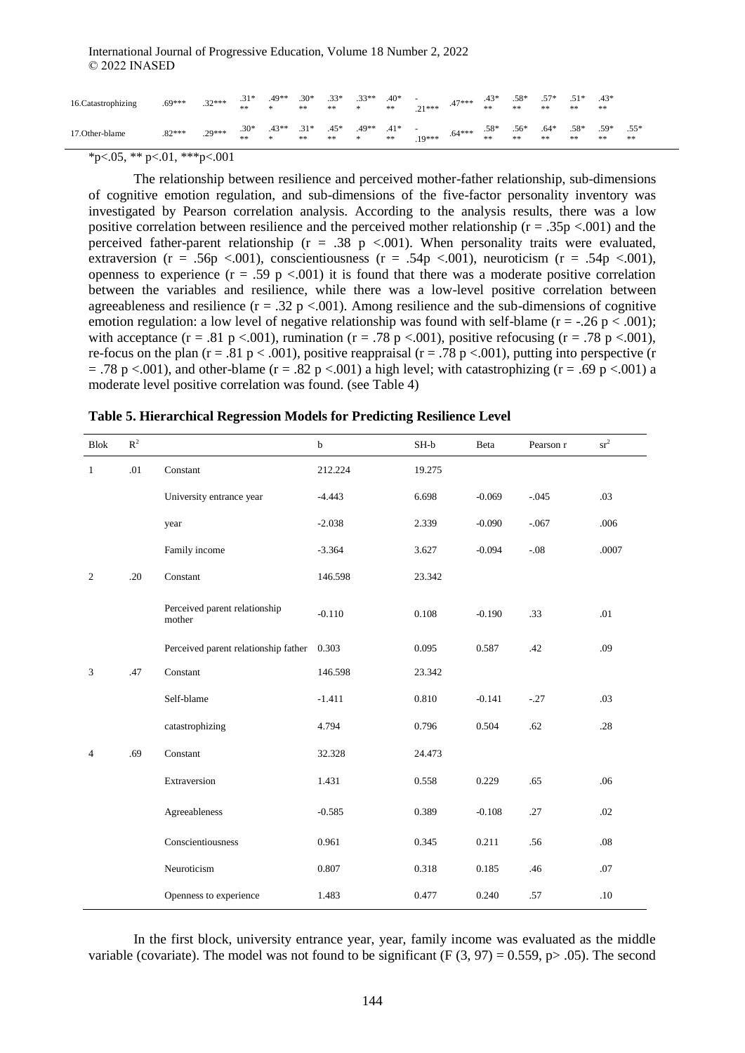| | | | | | | | | | | | | | | | | | |
|---|---|---|---|---|---|---|---|---|---|---|---|---|---|---|---|---|---|
| 16.Catastrophizing | .69*** | .32*** | .31*** | .49*** | .30*** | .33*** | .33*** | .40*** | -.21*** | .47*** | .43*** | .58*** | .57*** | .51*** | .43*** | | |
| 17.Other-blame | .82*** | .29*** | .30*** | .43*** | .31*** | .45*** | .49*** | .41*** | -.19*** | .64*** | .58*** | .56*** | .64*** | .58*** | .59*** | .55*** | |

*p<.05, ** p<.01, ***p<.001

The relationship between resilience and perceived mother-father relationship, sub-dimensions of cognitive emotion regulation, and sub-dimensions of the five-factor personality inventory was investigated by Pearson correlation analysis. According to the analysis results, there was a low positive correlation between resilience and the perceived mother relationship ($r = .35p <.001$) and the perceived father-parent relationship ($r = .38$ $p <.001$). When personality traits were evaluated, extraversion ($r = .56p <.001$), conscientiousness ($r = .54p <.001$), neuroticism ($r = .54p <.001$), openness to experience ($r = .59$ $p <.001$) it is found that there was a moderate positive correlation between the variables and resilience, while there was a low-level positive correlation between agreeableness and resilience ($r = .32$ $p <.001$). Among resilience and the sub-dimensions of cognitive emotion regulation: a low level of negative relationship was found with self-blame ($r = -.26$ $p < .001$); with acceptance ($r = .81$ $p <.001$), rumination ($r = .78$ $p <.001$), positive refocusing ($r = .78$ $p <.001$), re-focus on the plan ($r = .81$ $p < .001$), positive reappraisal ($r = .78$ $p <.001$), putting into perspective ($r = .78$ $p <.001$), and other-blame ($r = .82$ $p <.001$) a high level; with catastrophizing ($r = .69$ $p <.001$) a moderate level positive correlation was found. (see Table 4)

**Table 5. Hierarchical Regression Models for Predicting Resilience Level**

| Blok | $R^2$ | | b | SH-b | Beta | Pearson r | $sr^2$ |
|---|---|---|---|---|---|---|---|
| 1 | .01 | Constant | 212.224 | 19.275 | | | |
| | | University entrance year | -4.443 | 6.698 | -0.069 | -.045 | .03 |
| | | year | -2.038 | 2.339 | -0.090 | -.067 | .006 |
| | | Family income | -3.364 | 3.627 | -0.094 | -.08 | .0007 |
| 2 | .20 | Constant | 146.598 | 23.342 | | | |
| | | Perceived parent relationship mother | -0.110 | 0.108 | -0.190 | .33 | .01 |
| | | Perceived parent relationship father | 0.303 | 0.095 | 0.587 | .42 | .09 |
| 3 | .47 | Constant | 146.598 | 23.342 | | | |
| | | Self-blame | -1.411 | 0.810 | -0.141 | -.27 | .03 |
| | | catastrophizing | 4.794 | 0.796 | 0.504 | .62 | .28 |
| 4 | .69 | Constant | 32.328 | 24.473 | | | |
| | | Extraversion | 1.431 | 0.558 | 0.229 | .65 | .06 |
| | | Agreeableness | -0.585 | 0.389 | -0.108 | .27 | .02 |
| | | Conscientiousness | 0.961 | 0.345 | 0.211 | .56 | .08 |
| | | Neuroticism | 0.807 | 0.318 | 0.185 | .46 | .07 |
| | | Openness to experience | 1.483 | 0.477 | 0.240 | .57 | .10 |

In the first block, university entrance year, year, family income was evaluated as the middle variable (covariate). The model was not found to be significant ($F (3, 97) = 0.559$, $p> .05$). The second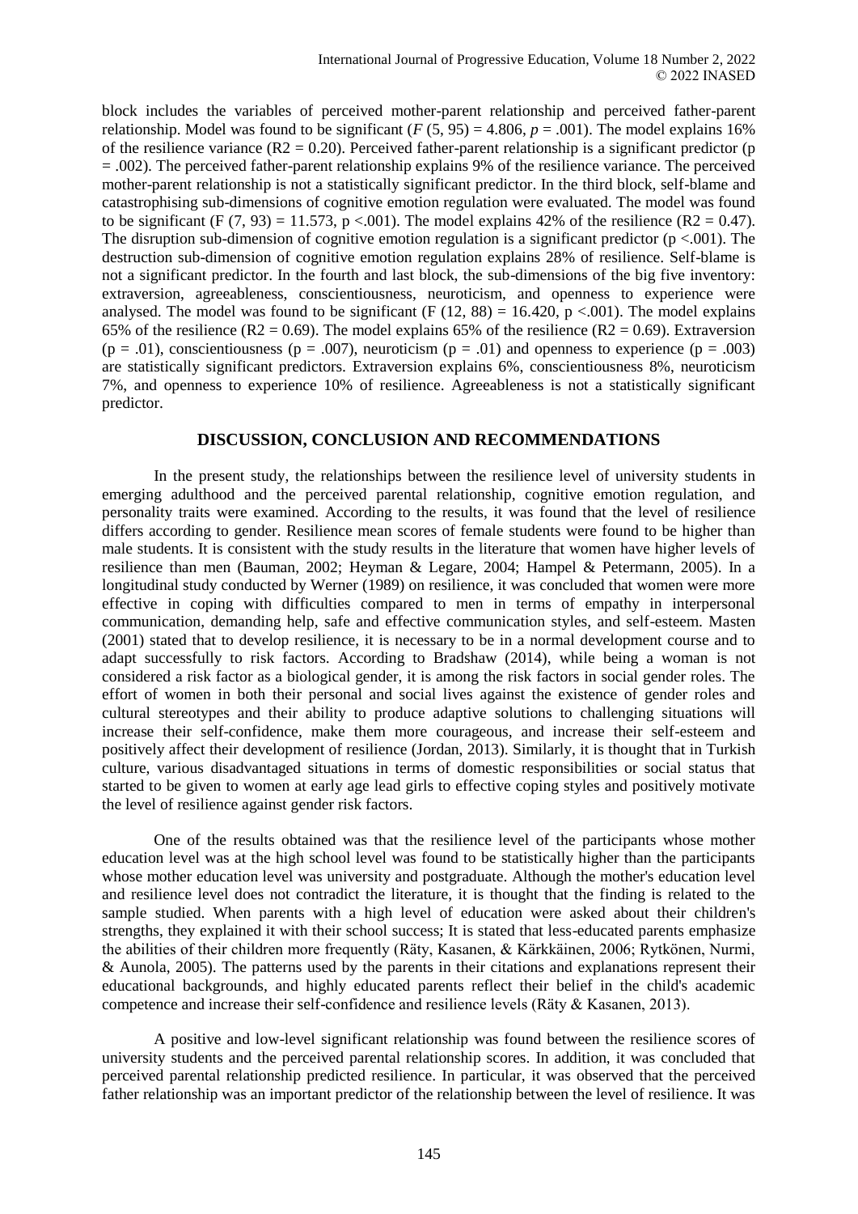block includes the variables of perceived mother-parent relationship and perceived father-parent relationship. Model was found to be significant ($F$ (5, 95) = 4.806, $p$ = .001). The model explains 16% of the resilience variance ($R2 = 0.20$). Perceived father-parent relationship is a significant predictor (p = .002). The perceived father-parent relationship explains 9% of the resilience variance. The perceived mother-parent relationship is not a statistically significant predictor. In the third block, self-blame and catastrophising sub-dimensions of cognitive emotion regulation were evaluated. The model was found to be significant (F (7, 93) = 11.573, p <.001). The model explains 42% of the resilience ($R2 = 0.47$). The disruption sub-dimension of cognitive emotion regulation is a significant predictor (p <.001). The destruction sub-dimension of cognitive emotion regulation explains 28% of resilience. Self-blame is not a significant predictor. In the fourth and last block, the sub-dimensions of the big five inventory: extraversion, agreeableness, conscientiousness, neuroticism, and openness to experience were analysed. The model was found to be significant (F (12, 88) = 16.420, p <.001). The model explains 65% of the resilience ($R2 = 0.69$). The model explains 65% of the resilience ($R2 = 0.69$). Extraversion (p = .01), conscientiousness (p = .007), neuroticism (p = .01) and openness to experience (p = .003) are statistically significant predictors. Extraversion explains 6%, conscientiousness 8%, neuroticism 7%, and openness to experience 10% of resilience. Agreeableness is not a statistically significant predictor.

## DISCUSSION, CONCLUSION AND RECOMMENDATIONS

In the present study, the relationships between the resilience level of university students in emerging adulthood and the perceived parental relationship, cognitive emotion regulation, and personality traits were examined. According to the results, it was found that the level of resilience differs according to gender. Resilience mean scores of female students were found to be higher than male students. It is consistent with the study results in the literature that women have higher levels of resilience than men (Bauman, 2002; Heyman & Legare, 2004; Hampel & Petermann, 2005). In a longitudinal study conducted by Werner (1989) on resilience, it was concluded that women were more effective in coping with difficulties compared to men in terms of empathy in interpersonal communication, demanding help, safe and effective communication styles, and self-esteem. Masten (2001) stated that to develop resilience, it is necessary to be in a normal development course and to adapt successfully to risk factors. According to Bradshaw (2014), while being a woman is not considered a risk factor as a biological gender, it is among the risk factors in social gender roles. The effort of women in both their personal and social lives against the existence of gender roles and cultural stereotypes and their ability to produce adaptive solutions to challenging situations will increase their self-confidence, make them more courageous, and increase their self-esteem and positively affect their development of resilience (Jordan, 2013). Similarly, it is thought that in Turkish culture, various disadvantaged situations in terms of domestic responsibilities or social status that started to be given to women at early age lead girls to effective coping styles and positively motivate the level of resilience against gender risk factors.

One of the results obtained was that the resilience level of the participants whose mother education level was at the high school level was found to be statistically higher than the participants whose mother education level was university and postgraduate. Although the mother's education level and resilience level does not contradict the literature, it is thought that the finding is related to the sample studied. When parents with a high level of education were asked about their children's strengths, they explained it with their school success; It is stated that less-educated parents emphasize the abilities of their children more frequently (Räty, Kasanen, & Kärkkäinen, 2006; Rytkönen, Nurmi, & Aunola, 2005). The patterns used by the parents in their citations and explanations represent their educational backgrounds, and highly educated parents reflect their belief in the child's academic competence and increase their self-confidence and resilience levels (Räty & Kasanen, 2013).

A positive and low-level significant relationship was found between the resilience scores of university students and the perceived parental relationship scores. In addition, it was concluded that perceived parental relationship predicted resilience. In particular, it was observed that the perceived father relationship was an important predictor of the relationship between the level of resilience. It was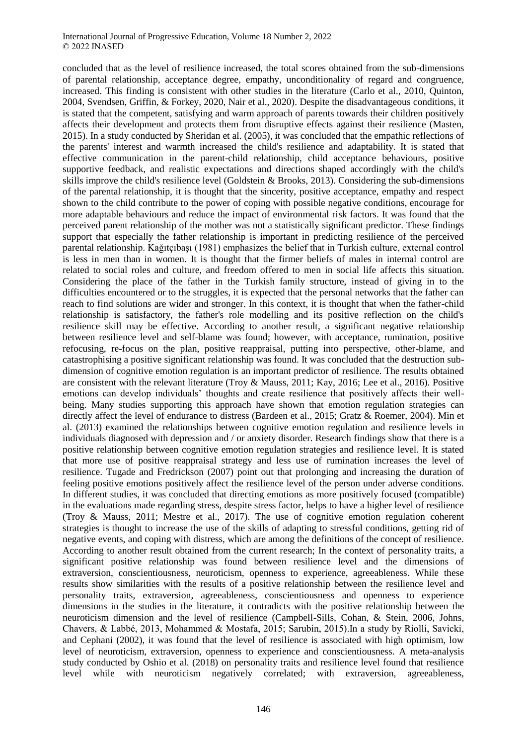concluded that as the level of resilience increased, the total scores obtained from the sub-dimensions of parental relationship, acceptance degree, empathy, unconditionality of regard and congruence, increased. This finding is consistent with other studies in the literature (Carlo et al., 2010, Quinton, 2004, Svendsen, Griffin, & Forkey, 2020, Nair et al., 2020). Despite the disadvantageous conditions, it is stated that the competent, satisfying and warm approach of parents towards their children positively affects their development and protects them from disruptive effects against their resilience (Masten, 2015). In a study conducted by Sheridan et al. (2005), it was concluded that the empathic reflections of the parents' interest and warmth increased the child's resilience and adaptability. It is stated that effective communication in the parent-child relationship, child acceptance behaviours, positive supportive feedback, and realistic expectations and directions shaped accordingly with the child's skills improve the child's resilience level (Goldstein & Brooks, 2013). Considering the sub-dimensions of the parental relationship, it is thought that the sincerity, positive acceptance, empathy and respect shown to the child contribute to the power of coping with possible negative conditions, encourage for more adaptable behaviours and reduce the impact of environmental risk factors. It was found that the perceived parent relationship of the mother was not a statistically significant predictor. These findings support that especially the father relationship is important in predicting resilience of the perceived parental relationship. Kağıtçıbaşı (1981) emphasizes the belief that in Turkish culture, external control is less in men than in women. It is thought that the firmer beliefs of males in internal control are related to social roles and culture, and freedom offered to men in social life affects this situation. Considering the place of the father in the Turkish family structure, instead of giving in to the difficulties encountered or to the struggles, it is expected that the personal networks that the father can reach to find solutions are wider and stronger. In this context, it is thought that when the father-child relationship is satisfactory, the father's role modelling and its positive reflection on the child's resilience skill may be effective. According to another result, a significant negative relationship between resilience level and self-blame was found; however, with acceptance, rumination, positive refocusing, re-focus on the plan, positive reappraisal, putting into perspective, other-blame, and catastrophising a positive significant relationship was found. It was concluded that the destruction sub-dimension of cognitive emotion regulation is an important predictor of resilience. The results obtained are consistent with the relevant literature (Troy & Mauss, 2011; Kay, 2016; Lee et al., 2016). Positive emotions can develop individuals' thoughts and create resilience that positively affects their well-being. Many studies supporting this approach have shown that emotion regulation strategies can directly affect the level of endurance to distress (Bardeen et al., 2015; Gratz & Roemer, 2004). Min et al. (2013) examined the relationships between cognitive emotion regulation and resilience levels in individuals diagnosed with depression and / or anxiety disorder. Research findings show that there is a positive relationship between cognitive emotion regulation strategies and resilience level. It is stated that more use of positive reappraisal strategy and less use of rumination increases the level of resilience. Tugade and Fredrickson (2007) point out that prolonging and increasing the duration of feeling positive emotions positively affect the resilience level of the person under adverse conditions. In different studies, it was concluded that directing emotions as more positively focused (compatible) in the evaluations made regarding stress, despite stress factor, helps to have a higher level of resilience (Troy & Mauss, 2011; Mestre et al., 2017). The use of cognitive emotion regulation coherent strategies is thought to increase the use of the skills of adapting to stressful conditions, getting rid of negative events, and coping with distress, which are among the definitions of the concept of resilience. According to another result obtained from the current research; In the context of personality traits, a significant positive relationship was found between resilience level and the dimensions of extraversion, conscientiousness, neuroticism, openness to experience, agreeableness. While these results show similarities with the results of a positive relationship between the resilience level and personality traits, extraversion, agreeableness, conscientiousness and openness to experience dimensions in the studies in the literature, it contradicts with the positive relationship between the neuroticism dimension and the level of resilience (Campbell-Sills, Cohan, & Stein, 2006, Johns, Chavers, & Labbé, 2013, Mohammed & Mostafa, 2015; Sarubin, 2015).In a study by Riolli, Savicki, and Cephani (2002), it was found that the level of resilience is associated with high optimism, low level of neuroticism, extraversion, openness to experience and conscientiousness. A meta-analysis study conducted by Oshio et al. (2018) on personality traits and resilience level found that resilience level while with neuroticism negatively correlated; with extraversion, agreeableness,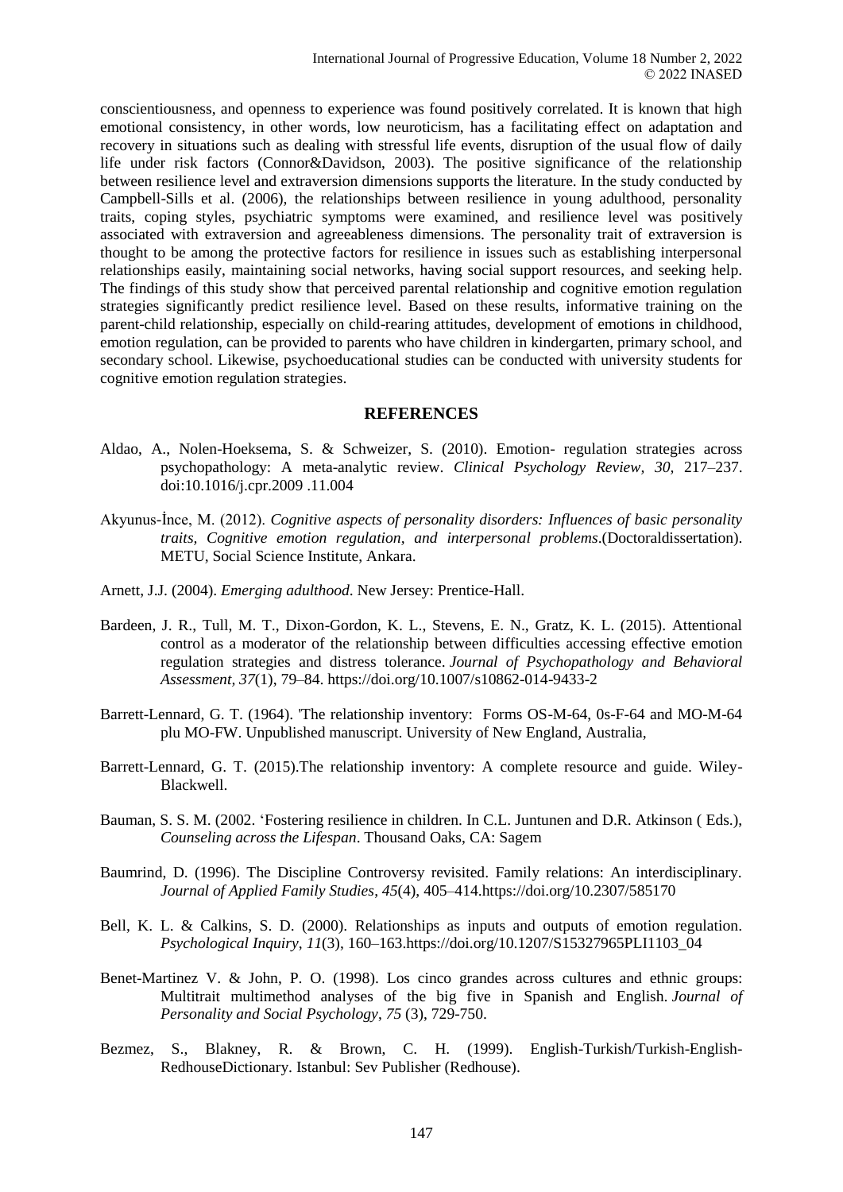conscientiousness, and openness to experience was found positively correlated. It is known that high emotional consistency, in other words, low neuroticism, has a facilitating effect on adaptation and recovery in situations such as dealing with stressful life events, disruption of the usual flow of daily life under risk factors (Connor&Davidson, 2003). The positive significance of the relationship between resilience level and extraversion dimensions supports the literature. In the study conducted by Campbell-Sills et al. (2006), the relationships between resilience in young adulthood, personality traits, coping styles, psychiatric symptoms were examined, and resilience level was positively associated with extraversion and agreeableness dimensions. The personality trait of extraversion is thought to be among the protective factors for resilience in issues such as establishing interpersonal relationships easily, maintaining social networks, having social support resources, and seeking help. The findings of this study show that perceived parental relationship and cognitive emotion regulation strategies significantly predict resilience level. Based on these results, informative training on the parent-child relationship, especially on child-rearing attitudes, development of emotions in childhood, emotion regulation, can be provided to parents who have children in kindergarten, primary school, and secondary school. Likewise, psychoeducational studies can be conducted with university students for cognitive emotion regulation strategies.

## REFERENCES

Aldao, A., Nolen-Hoeksema, S. & Schweizer, S. (2010). Emotion- regulation strategies across psychopathology: A meta-analytic review. *Clinical Psychology Review, 30,* 217–237. doi:10.1016/j.cpr.2009 .11.004

Akyunus-İnce, M. (2012). *Cognitive aspects of personality disorders: Influences of basic personality traits, Cognitive emotion regulation, and interpersonal problems*.(Doctoraldissertation). METU, Social Science Institute, Ankara.

Arnett, J.J. (2004). *Emerging adulthood*. New Jersey: Prentice-Hall.

Bardeen, J. R., Tull, M. T., Dixon-Gordon, K. L., Stevens, E. N., Gratz, K. L. (2015). Attentional control as a moderator of the relationship between difficulties accessing effective emotion regulation strategies and distress tolerance. *Journal of Psychopathology and Behavioral Assessment, 37*(1), 79–84. https://doi.org/10.1007/s10862-014-9433-2

Barrett-Lennard, G. T. (1964). 'The relationship inventory: Forms OS-M-64, 0s-F-64 and MO-M-64 plu MO-FW. Unpublished manuscript. University of New England, Australia,

Barrett-Lennard, G. T. (2015).The relationship inventory: A complete resource and guide. Wiley-Blackwell.

Bauman, S. S. M. (2002. 'Fostering resilience in children. In C.L. Juntunen and D.R. Atkinson ( Eds.), *Counseling across the Lifespan*. Thousand Oaks, CA: Sagem

Baumrind, D. (1996). The Discipline Controversy revisited. Family relations: An interdisciplinary. *Journal of Applied Family Studies*, *45*(4), 405–414.https://doi.org/10.2307/585170

Bell, K. L. & Calkins, S. D. (2000). Relationships as inputs and outputs of emotion regulation. *Psychological Inquiry*, *11*(3), 160–163.https://doi.org/10.1207/S15327965PLI1103_04

Benet-Martinez V. & John, P. O. (1998). Los cinco grandes across cultures and ethnic groups: Multitrait multimethod analyses of the big five in Spanish and English. *Journal of Personality and Social Psychology*, *75* (3), 729-750.

Bezmez, S., Blakney, R. & Brown, C. H. (1999). English-Turkish/Turkish-English-RedhouseDictionary. Istanbul: Sev Publisher (Redhouse).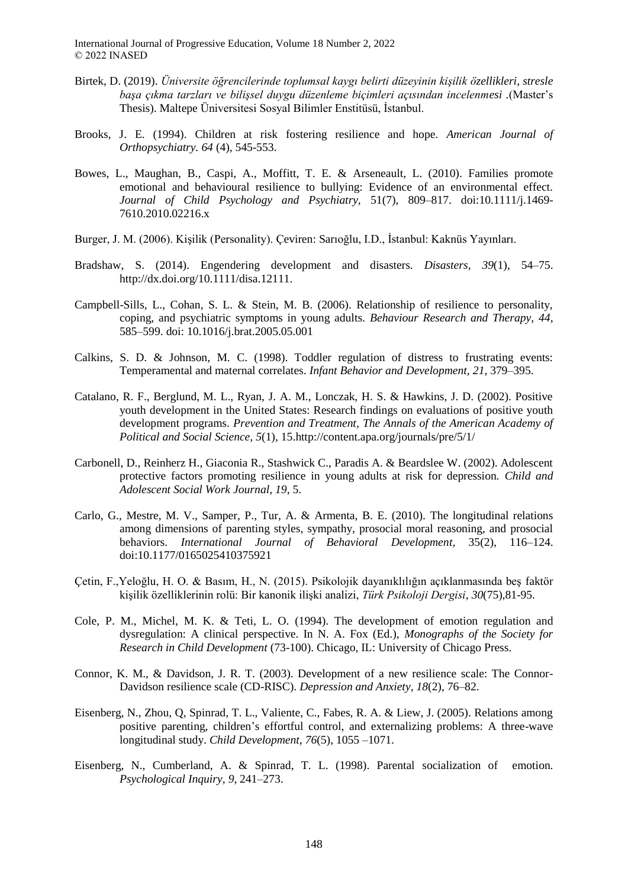Birtek, D. (2019). *Üniversite öğrencilerinde toplumsal kaygı belirti düzeyinin kişilik özellikleri, stresle başa çıkma tarzları ve bilişsel duygu düzenleme biçimleri açısından incelenmesi* .(Master's Thesis). Maltepe Üniversitesi Sosyal Bilimler Enstitüsü, İstanbul.

Brooks, J. E. (1994). Children at risk fostering resilience and hope. *American Journal of Orthopsychiatry. 64* (4), 545-553.

Bowes, L., Maughan, B., Caspi, A., Moffitt, T. E. & Arseneault, L. (2010). Families promote emotional and behavioural resilience to bullying: Evidence of an environmental effect. *Journal of Child Psychology and Psychiatry*, 51(7), 809–817. doi:10.1111/j.1469-7610.2010.02216.x

Burger, J. M. (2006). Kişilik (Personality). Çeviren: Sarıoğlu, I.D., İstanbul: Kaknüs Yayınları.

Bradshaw, S. (2014). Engendering development and disasters. *Disasters*, *39*(1), 54–75. http://dx.doi.org/10.1111/disa.12111.

Campbell-Sills, L., Cohan, S. L. & Stein, M. B. (2006). Relationship of resilience to personality, coping, and psychiatric symptoms in young adults. *Behaviour Research and Therapy*, *44*, 585–599. doi: 10.1016/j.brat.2005.05.001

Calkins, S. D. & Johnson, M. C. (1998). Toddler regulation of distress to frustrating events: Temperamental and maternal correlates. *Infant Behavior and Development, 21*, 379–395.

Catalano, R. F., Berglund, M. L., Ryan, J. A. M., Lonczak, H. S. & Hawkins, J. D. (2002). Positive youth development in the United States: Research findings on evaluations of positive youth development programs. *Prevention and Treatment, The Annals of the American Academy of Political and Social Science, 5*(1), 15.http://content.apa.org/journals/pre/5/1/

Carbonell, D., Reinherz H., Giaconia R., Stashwick C., Paradis A. & Beardslee W. (2002). Adolescent protective factors promoting resilience in young adults at risk for depression. *Child and Adolescent Social Work Journal*, *19*, 5.

Carlo, G., Mestre, M. V., Samper, P., Tur, A. & Armenta, B. E. (2010). The longitudinal relations among dimensions of parenting styles, sympathy, prosocial moral reasoning, and prosocial behaviors. *International Journal of Behavioral Development,* 35(2), 116–124. doi:10.1177/0165025410375921

Çetin, F.,Yeloğlu, H. O. & Basım, H., N. (2015). Psikolojik dayanıklılığın açıklanmasında beş faktör kişilik özelliklerinin rolü: Bir kanonik ilişki analizi, *Türk Psikoloji Dergisi*, *30*(75),81-95.

Cole, P. M., Michel, M. K. & Teti, L. O. (1994). The development of emotion regulation and dysregulation: A clinical perspective. In N. A. Fox (Ed.), *Monographs of the Society for Research in Child Development* (73-100). Chicago, IL: University of Chicago Press.

Connor, K. M., & Davidson, J. R. T. (2003). Development of a new resilience scale: The Connor-Davidson resilience scale (CD-RISC). *Depression and Anxiety, 18*(2), 76–82.

Eisenberg, N., Zhou, Q, Spinrad, T. L., Valiente, C., Fabes, R. A. & Liew, J. (2005). Relations among positive parenting, children's effortful control, and externalizing problems: A three-wave longitudinal study. *Child Development*, *76*(5), 1055 –1071.

Eisenberg, N., Cumberland, A. & Spinrad, T. L. (1998). Parental socialization of emotion. *Psychological Inquiry*, *9*, 241–273.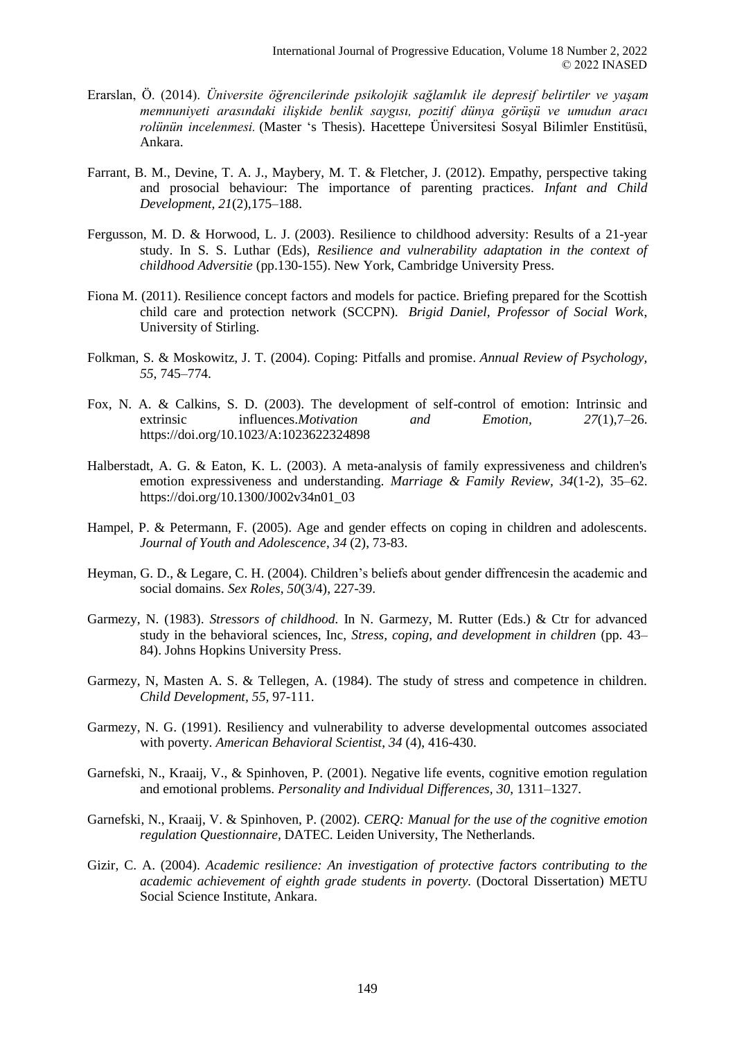Erarslan, Ö. (2014). *Üniversite öğrencilerinde psikolojik sağlamlık ile depresif belirtiler ve yaşam memnuniyeti arasındaki ilişkide benlik saygısı, pozitif dünya görüşü ve umudun aracı rolünün incelenmesi.* (Master 's Thesis). Hacettepe Üniversitesi Sosyal Bilimler Enstitüsü, Ankara.

Farrant, B. M., Devine, T. A. J., Maybery, M. T. & Fletcher, J. (2012). Empathy, perspective taking and prosocial behaviour: The importance of parenting practices. *Infant and Child Development, 21*(2),175–188.

Fergusson, M. D. & Horwood, L. J. (2003). Resilience to childhood adversity: Results of a 21-year study. In S. S. Luthar (Eds), *Resilience and vulnerability adaptation in the context of childhood Adversitie* (pp.130-155). New York, Cambridge University Press.

Fiona M. (2011). Resilience concept factors and models for pactice. Briefing prepared for the Scottish child care and protection network (SCCPN). *Brigid Daniel, Professor of Social Work*, University of Stirling.

Folkman, S. & Moskowitz, J. T. (2004). Coping: Pitfalls and promise. *Annual Review of Psychology, 55*, 745–774.

Fox, N. A. & Calkins, S. D. (2003). The development of self-control of emotion: Intrinsic and extrinsic influences.*Motivation and Emotion*, *27*(1),7–26. https://doi.org/10.1023/A:1023622324898

Halberstadt, A. G. & Eaton, K. L. (2003). A meta-analysis of family expressiveness and children's emotion expressiveness and understanding. *Marriage & Family Review*, *34*(1-2), 35–62. https://doi.org/10.1300/J002v34n01_03

Hampel, P. & Petermann, F. (2005). Age and gender effects on coping in children and adolescents. *Journal of Youth and Adolescence*, *34* (2), 73-83.

Heyman, G. D., & Legare, C. H. (2004). Children's beliefs about gender diffrencesin the academic and social domains. *Sex Roles*, *50*(3/4), 227-39.

Garmezy, N. (1983). *Stressors of childhood.* In N. Garmezy, M. Rutter (Eds.) & Ctr for advanced study in the behavioral sciences, Inc, *Stress, coping, and development in children* (pp. 43–84). Johns Hopkins University Press.

Garmezy, N, Masten A. S. & Tellegen, A. (1984). The study of stress and competence in children. *Child Development, 55,* 97-111.

Garmezy, N. G. (1991). Resiliency and vulnerability to adverse developmental outcomes associated with poverty. *American Behavioral Scientist*, *34* (4), 416-430.

Garnefski, N., Kraaij, V., & Spinhoven, P. (2001). Negative life events, cognitive emotion regulation and emotional problems. *Personality and Individual Differences, 30*, 1311–1327.

Garnefski, N., Kraaij, V. & Spinhoven, P. (2002). *CERQ: Manual for the use of the cognitive emotion regulation Questionnaire,* DATEC. Leiden University, The Netherlands.

Gizir, C. A. (2004). *Academic resilience: An investigation of protective factors contributing to the academic achievement of eighth grade students in poverty.* (Doctoral Dissertation) METU Social Science Institute, Ankara.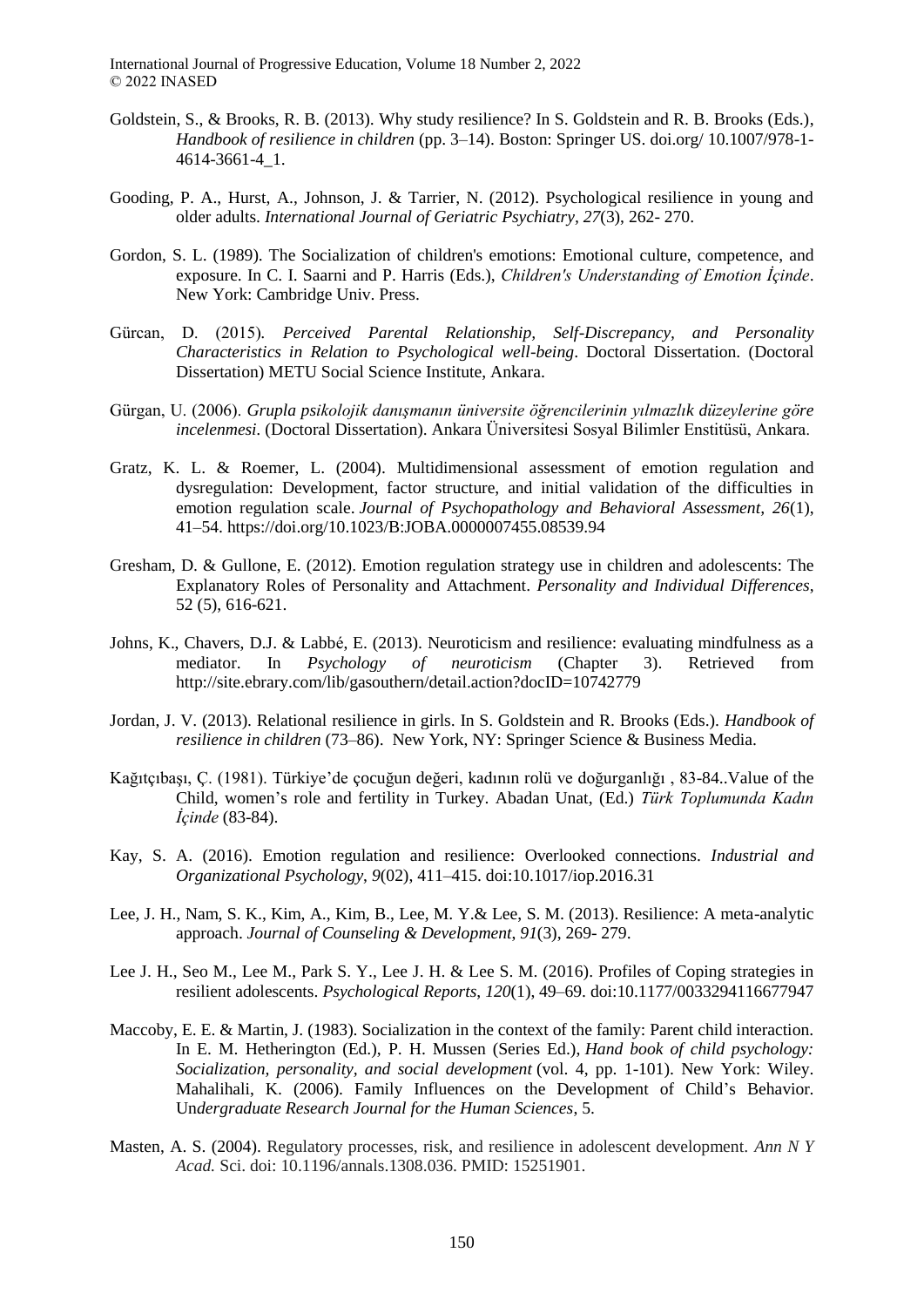Goldstein, S., & Brooks, R. B. (2013). Why study resilience? In S. Goldstein and R. B. Brooks (Eds.), *Handbook of resilience in children* (pp. 3–14). Boston: Springer US. doi.org/ 10.1007/978-1-4614-3661-4_1.

Gooding, P. A., Hurst, A., Johnson, J. & Tarrier, N. (2012). Psychological resilience in young and older adults. *International Journal of Geriatric Psychiatry*, *27*(3), 262- 270.

Gordon, S. L. (1989). The Socialization of children's emotions: Emotional culture, competence, and exposure. In C. I. Saarni and P. Harris (Eds.), *Children's Understanding of Emotion İçinde*. New York: Cambridge Univ. Press.

Gürcan, D. (2015). *Perceived Parental Relationship, Self-Discrepancy, and Personality Characteristics in Relation to Psychological well-being*. Doctoral Dissertation. (Doctoral Dissertation) METU Social Science Institute, Ankara.

Gürgan, U. (2006). *Grupla psikolojik danışmanın üniversite öğrencilerinin yılmazlık düzeylerine göre incelenmesi*. (Doctoral Dissertation). Ankara Üniversitesi Sosyal Bilimler Enstitüsü, Ankara.

Gratz, K. L. & Roemer, L. (2004). Multidimensional assessment of emotion regulation and dysregulation: Development, factor structure, and initial validation of the difficulties in emotion regulation scale. *Journal of Psychopathology and Behavioral Assessment, 26*(1), 41–54. https://doi.org/10.1023/B:JOBA.0000007455.08539.94

Gresham, D. & Gullone, E. (2012). Emotion regulation strategy use in children and adolescents: The Explanatory Roles of Personality and Attachment. *Personality and Individual Differences*, 52 (5), 616-621.

Johns, K., Chavers, D.J. & Labbé, E. (2013). Neuroticism and resilience: evaluating mindfulness as a mediator. In *Psychology of neuroticism* (Chapter 3). Retrieved from http://site.ebrary.com/lib/gasouthern/detail.action?docID=10742779

Jordan, J. V. (2013). Relational resilience in girls. In S. Goldstein and R. Brooks (Eds.). *Handbook of resilience in children* (73–86). New York, NY: Springer Science & Business Media.

Kağıtçıbaşı, Ç. (1981). Türkiye'de çocuğun değeri, kadının rolü ve doğurganlığı , 83-84..Value of the Child, women's role and fertility in Turkey. Abadan Unat, (Ed.) *Türk Toplumunda Kadın İçinde* (83-84).

Kay, S. A. (2016). Emotion regulation and resilience: Overlooked connections. *Industrial and Organizational Psychology*, *9*(02), 411–415. doi:10.1017/iop.2016.31

Lee, J. H., Nam, S. K., Kim, A., Kim, B., Lee, M. Y.& Lee, S. M. (2013). Resilience: A meta-analytic approach. *Journal of Counseling & Development*, *91*(3), 269- 279.

Lee J. H., Seo M., Lee M., Park S. Y., Lee J. H. & Lee S. M. (2016). Profiles of Coping strategies in resilient adolescents. *Psychological Reports*, *120*(1), 49–69. doi:10.1177/0033294116677947

Maccoby, E. E. & Martin, J. (1983). Socialization in the context of the family: Parent child interaction. In E. M. Hetherington (Ed.), P. H. Mussen (Series Ed.), *Hand book of child psychology: Socialization, personality, and social development* (vol. 4, pp. 1-101). New York: Wiley. Mahalihali, K. (2006). Family Influences on the Development of Child's Behavior. U*ndergraduate Research Journal for the Human Sciences*, 5.

Masten, A. S. (2004). Regulatory processes, risk, and resilience in adolescent development. *Ann N Y Acad.* Sci. doi: 10.1196/annals.1308.036. PMID: 15251901.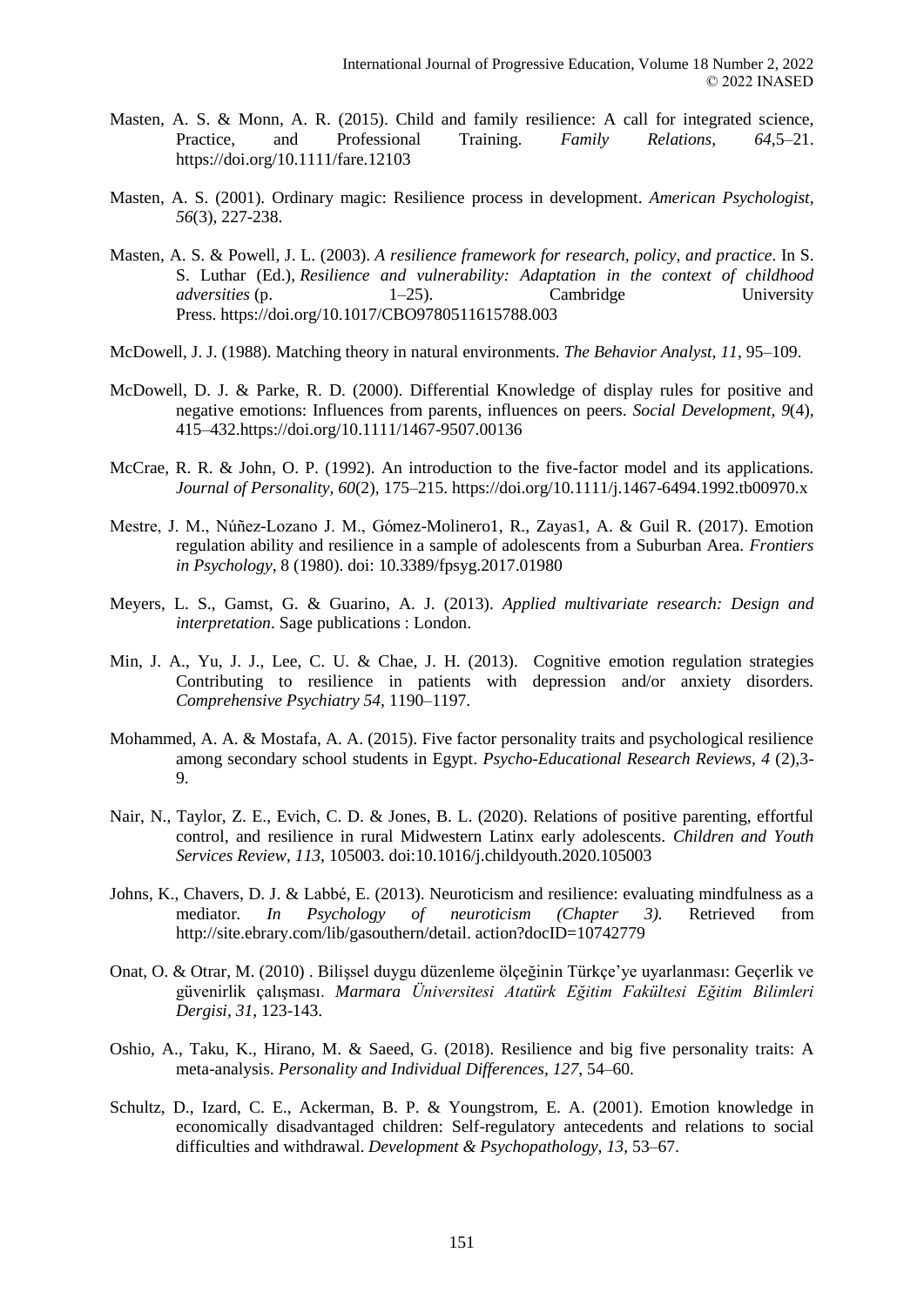Masten, A. S. & Monn, A. R. (2015). Child and family resilience: A call for integrated science, Practice, and Professional Training. *Family Relations*, *64*,5–21. https://doi.org/10.1111/fare.12103

Masten, A. S. (2001). Ordinary magic: Resilience process in development. *American Psychologist*, *56*(3), 227-238.

Masten, A. S. & Powell, J. L. (2003). *A resilience framework for research, policy, and practice.* In S. S. Luthar (Ed.), *Resilience and vulnerability: Adaptation in the context of childhood adversities* (p. 1–25). Cambridge University Press. https://doi.org/10.1017/CBO9780511615788.003

McDowell, J. J. (1988). Matching theory in natural environments. *The Behavior Analyst*, *11*, 95–109.

McDowell, D. J. & Parke, R. D. (2000). Differential Knowledge of display rules for positive and negative emotions: Influences from parents, influences on peers. *Social Development, 9*(4), 415–432.https://doi.org/10.1111/1467-9507.00136

McCrae, R. R. & John, O. P. (1992). An introduction to the five-factor model and its applications. *Journal of Personality, 60*(2), 175–215. https://doi.org/10.1111/j.1467-6494.1992.tb00970.x

Mestre, J. M., Núñez-Lozano J. M., Gómez-Molinero1, R., Zayas1, A. & Guil R. (2017). Emotion regulation ability and resilience in a sample of adolescents from a Suburban Area. *Frontiers in Psychology*, 8 (1980). doi: 10.3389/fpsyg.2017.01980

Meyers, L. S., Gamst, G. & Guarino, A. J. (2013). *Applied multivariate research: Design and interpretation*. Sage publications : London.

Min, J. A., Yu, J. J., Lee, C. U. & Chae, J. H. (2013). Cognitive emotion regulation strategies Contributing to resilience in patients with depression and/or anxiety disorders. *Comprehensive Psychiatry 54,* 1190–1197.

Mohammed, A. A. & Mostafa, A. A. (2015). Five factor personality traits and psychological resilience among secondary school students in Egypt. *Psycho-Educational Research Reviews, 4* (2),3-9.

Nair, N., Taylor, Z. E., Evich, C. D. & Jones, B. L. (2020). Relations of positive parenting, effortful control, and resilience in rural Midwestern Latinx early adolescents. *Children and Youth Services Review*, *113*, 105003. doi:10.1016/j.childyouth.2020.105003

Johns, K., Chavers, D. J. & Labbé, E. (2013). Neuroticism and resilience: evaluating mindfulness as a mediator. *In Psychology of neuroticism (Chapter 3).* Retrieved from http://site.ebrary.com/lib/gasouthern/detail. action?docID=10742779

Onat, O. & Otrar, M. (2010) . Bilişsel duygu düzenleme ölçeğinin Türkçe'ye uyarlanması: Geçerlik ve güvenirlik çalışması. *Marmara Üniversitesi Atatürk Eğitim Fakültesi Eğitim Bilimleri Dergisi*, *31*, 123-143.

Oshio, A., Taku, K., Hirano, M. & Saeed, G. (2018). Resilience and big five personality traits: A meta-analysis. *Personality and Individual Differences, 127*, 54–60.

Schultz, D., Izard, C. E., Ackerman, B. P. & Youngstrom, E. A. (2001). Emotion knowledge in economically disadvantaged children: Self-regulatory antecedents and relations to social difficulties and withdrawal. *Development & Psychopathology, 13*, 53–67.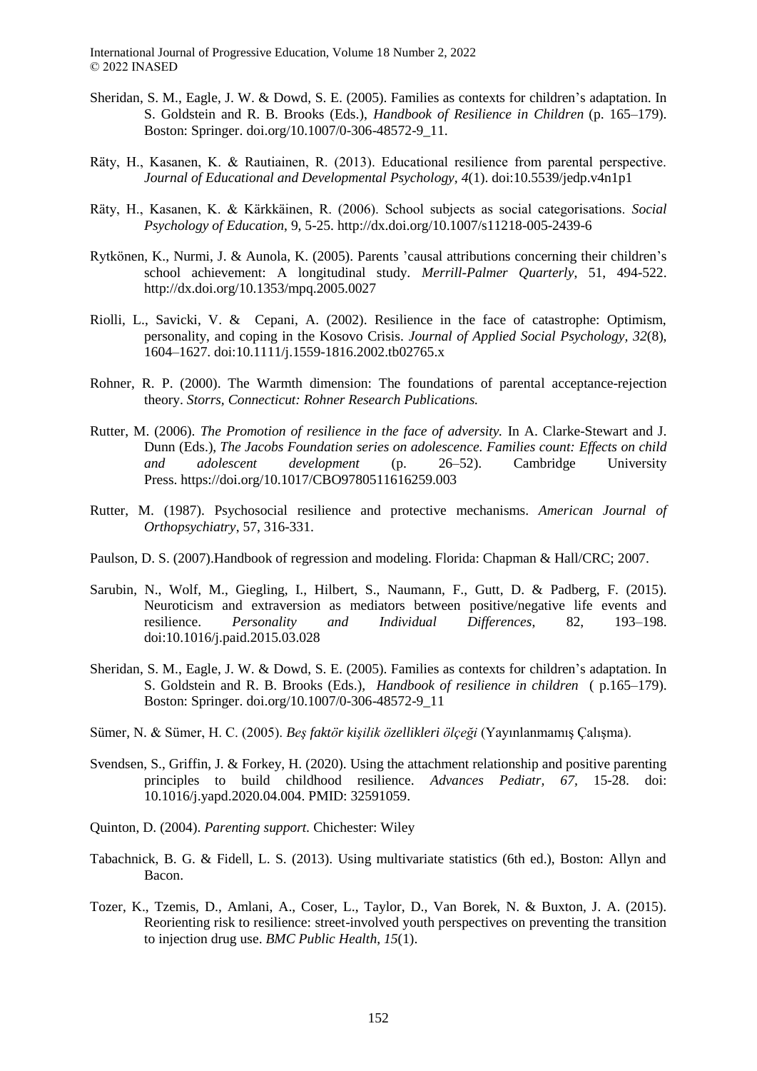Sheridan, S. M., Eagle, J. W. & Dowd, S. E. (2005). Families as contexts for children's adaptation. In S. Goldstein and R. B. Brooks (Eds.), *Handbook of Resilience in Children* (p. 165–179). Boston: Springer. doi.org/10.1007/0-306-48572-9_11.

Räty, H., Kasanen, K. & Rautiainen, R. (2013). Educational resilience from parental perspective. *Journal of Educational and Developmental Psychology, 4*(1). doi:10.5539/jedp.v4n1p1

Räty, H., Kasanen, K. & Kärkkäinen, R. (2006). School subjects as social categorisations. *Social Psychology of Education*, 9, 5-25. http://dx.doi.org/10.1007/s11218-005-2439-6

Rytkönen, K., Nurmi, J. & Aunola, K. (2005). Parents 'causal attributions concerning their children's school achievement: A longitudinal study. *Merrill-Palmer Quarterly*, 51, 494-522. http://dx.doi.org/10.1353/mpq.2005.0027

Riolli, L., Savicki, V. & Cepani, A. (2002). Resilience in the face of catastrophe: Optimism, personality, and coping in the Kosovo Crisis. *Journal of Applied Social Psychology, 32*(8), 1604–1627. doi:10.1111/j.1559-1816.2002.tb02765.x

Rohner, R. P. (2000). The Warmth dimension: The foundations of parental acceptance-rejection theory. *Storrs, Connecticut: Rohner Research Publications.*

Rutter, M. (2006). *The Promotion of resilience in the face of adversity.* In A. Clarke-Stewart and J. Dunn (Eds.), *The Jacobs Foundation series on adolescence. Families count: Effects on child and adolescent development* (p. 26–52). Cambridge University Press. https://doi.org/10.1017/CBO9780511616259.003

Rutter, M. (1987). Psychosocial resilience and protective mechanisms. *American Journal of Orthopsychiatry*, 57, 316-331.

Paulson, D. S. (2007).Handbook of regression and modeling. Florida: Chapman & Hall/CRC; 2007.

Sarubin, N., Wolf, M., Giegling, I., Hilbert, S., Naumann, F., Gutt, D. & Padberg, F. (2015). Neuroticism and extraversion as mediators between positive/negative life events and resilience. *Personality and Individual Differences*, 82, 193–198. doi:10.1016/j.paid.2015.03.028

Sheridan, S. M., Eagle, J. W. & Dowd, S. E. (2005). Families as contexts for children's adaptation. In S. Goldstein and R. B. Brooks (Eds.), *Handbook of resilience in children* ( p.165–179). Boston: Springer. doi.org/10.1007/0-306-48572-9_11

Sümer, N. & Sümer, H. C. (2005). *Beş faktör kişilik özellikleri ölçeği* (Yayınlanmamış Çalışma).

Svendsen, S., Griffin, J. & Forkey, H. (2020). Using the attachment relationship and positive parenting principles to build childhood resilience. *Advances Pediatr, 67*, 15-28. doi: 10.1016/j.yapd.2020.04.004. PMID: 32591059.

Quinton, D. (2004). *Parenting support.* Chichester: Wiley

Tabachnick, B. G. & Fidell, L. S. (2013). Using multivariate statistics (6th ed.), Boston: Allyn and Bacon.

Tozer, K., Tzemis, D., Amlani, A., Coser, L., Taylor, D., Van Borek, N. & Buxton, J. A. (2015). Reorienting risk to resilience: street-involved youth perspectives on preventing the transition to injection drug use. *BMC Public Health*, *15*(1).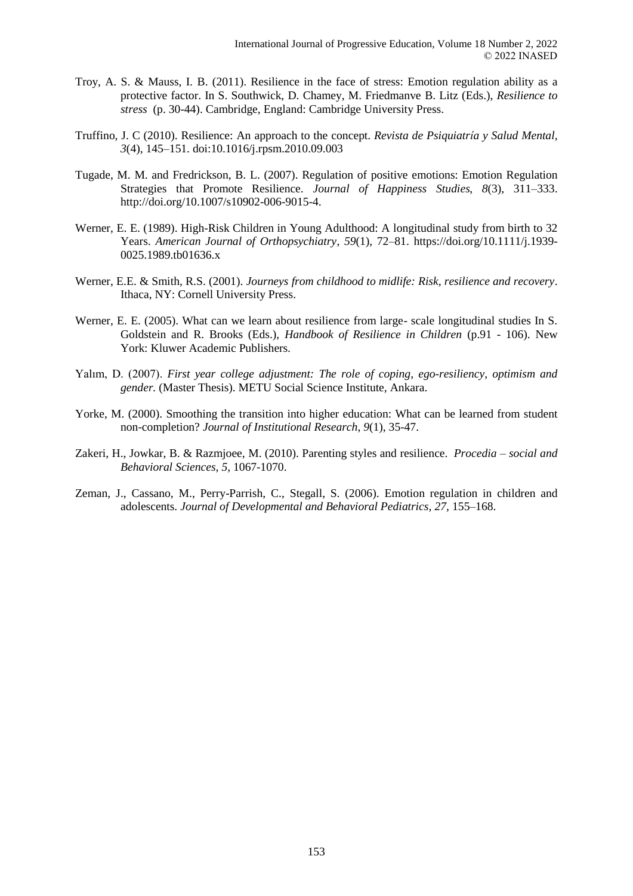Troy, A. S. & Mauss, I. B. (2011). Resilience in the face of stress: Emotion regulation ability as a protective factor. In S. Southwick, D. Chamey, M. Friedmanve B. Litz (Eds.), *Resilience to stress* (p. 30-44). Cambridge, England: Cambridge University Press.

Truffino, J. C (2010). Resilience: An approach to the concept. *Revista de Psiquiatría y Salud Mental*, *3*(4), 145–151. doi:10.1016/j.rpsm.2010.09.003

Tugade, M. M. and Fredrickson, B. L. (2007). Regulation of positive emotions: Emotion Regulation Strategies that Promote Resilience. *Journal of Happiness Studies*, *8*(3), 311–333. http://doi.org/10.1007/s10902-006-9015-4.

Werner, E. E. (1989). High-Risk Children in Young Adulthood: A longitudinal study from birth to 32 Years. *American Journal of Orthopsychiatry*, *59*(1), 72–81. https://doi.org/10.1111/j.1939-0025.1989.tb01636.x

Werner, E.E. & Smith, R.S. (2001). *Journeys from childhood to midlife: Risk, resilience and recovery*. Ithaca, NY: Cornell University Press.

Werner, E. E. (2005). What can we learn about resilience from large- scale longitudinal studies In S. Goldstein and R. Brooks (Eds.), *Handbook of Resilience in Children* (p.91 - 106). New York: Kluwer Academic Publishers.

Yalım, D. (2007). *First year college adjustment: The role of coping, ego-resiliency, optimism and gender.* (Master Thesis). METU Social Science Institute, Ankara.

Yorke, M. (2000). Smoothing the transition into higher education: What can be learned from student non-completion? *Journal of Institutional Research*, *9*(1), 35-47.

Zakeri, H., Jowkar, B. & Razmjoee, M. (2010). Parenting styles and resilience. *Procedia – social and Behavioral Sciences, 5,* 1067-1070.

Zeman, J., Cassano, M., Perry-Parrish, C., Stegall, S. (2006). Emotion regulation in children and adolescents. *Journal of Developmental and Behavioral Pediatrics, 27,* 155–168.